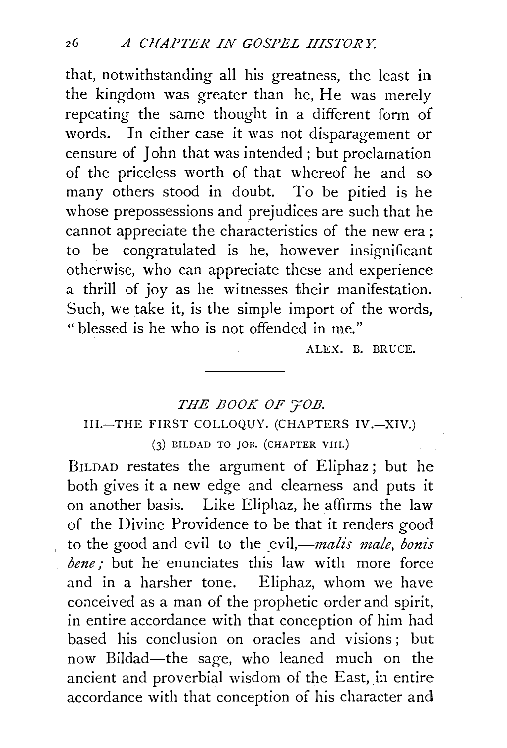that, notwithstanding all his greatness, the least in the kingdom was greater than he, He was merely repeating the same thought in a different form of words. In either case it was not disparagement or censure of John that was intended; but proclamation of the priceless worth of that whereof he and so many others stood in doubt. To be pitied is he whose prepossessions and prejudices are such that he cannot appreciate the characteristics of the new era; to be congratulated is he, however insignificant otherwise, who can appreciate these and experience a thrill of joy as he witnesses their manifestation. Such, we take it, is the simple import of the words, "blessed is he who is not offended in me."

ALEX. B. BRUCE.

---

## *THE BOOK OF JOB.*

### III.—THE FIRST COLLOQUY. (CHAPTERS IV.—XIV.)

#### (3) BILDAD TO JOB. (CHAPTER VIII.)

BILDAD restates the argument of Eliphaz; but he both gives it a new edge and clearness and puts it on another basis. Like Eliphaz, he affirms the law of the Divine Providence to be that it renders good to the good and evil to the evil,—*malis male, bonis bene;* but he enunciates this law with more force and in a harsher tone. Eliphaz, whom we have conceived as a man of the prophetic order and spirit, in entire accordance with that conception of him had based his conclusion on oracles and visions; but now Bildad—the sage, who leaned much on the ancient and proverbial wisdom of the East, in entire accordance with that conception of his character and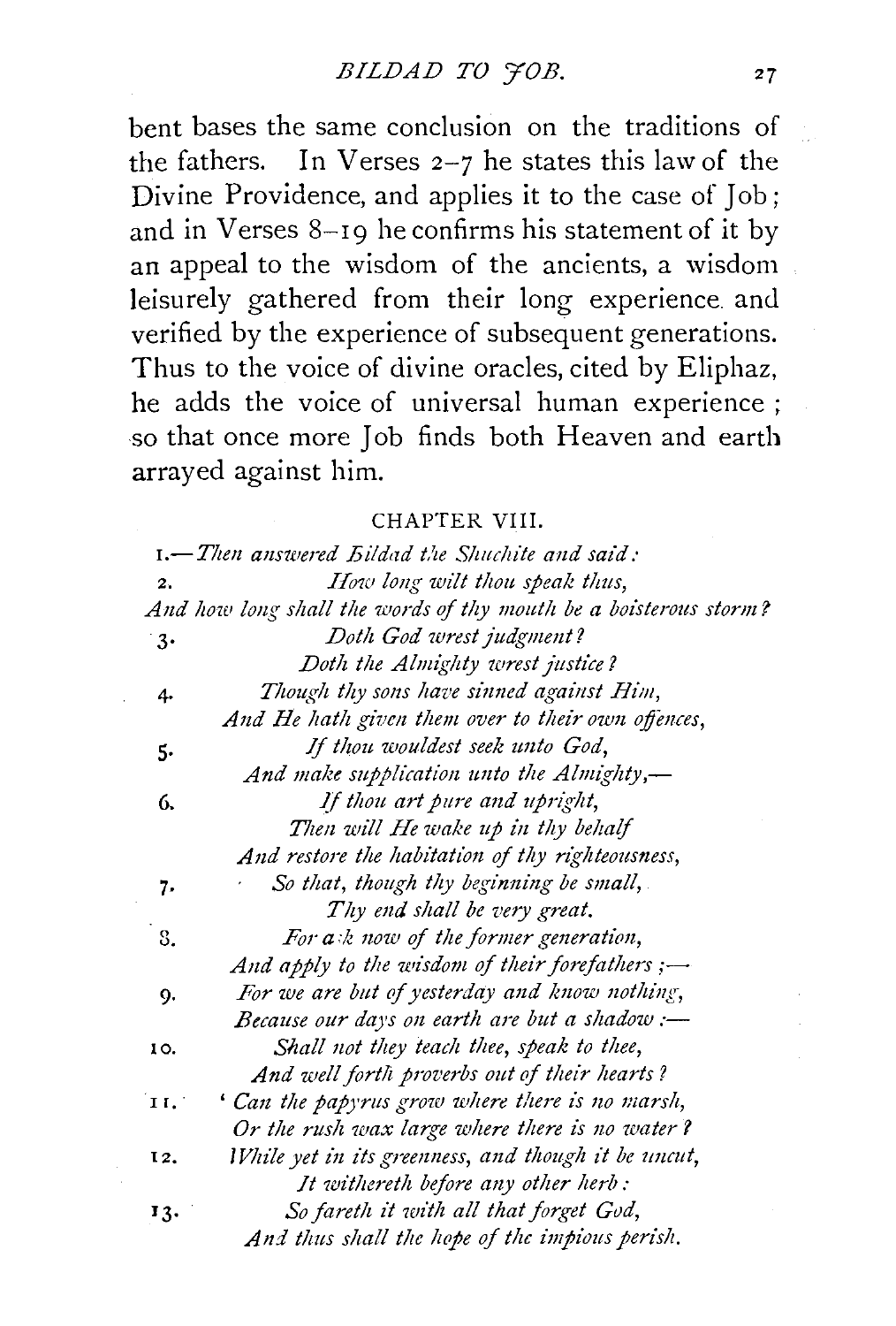bent bases the same conclusion on the traditions of the fathers. In Verses 2–7 he states this law of the Divine Providence, and applies it to the case of Job; and in Verses 8–19 he confirms his statement of it by an appeal to the wisdom of the ancients, a wisdom leisurely gathered from their long experience and verified by the experience of subsequent generations. Thus to the voice of divine oracles, cited by Eliphaz, he adds the voice of universal human experience; so that once more Job finds both Heaven and earth arrayed against him.

### CHAPTER VIII.

1.—*Then answered Bildad the Shuchite and said:*

2. *How long wilt thou speak thus,*
*And how long shall the words of thy mouth be a boisterous storm?*

3. *Doth God wrest judgment?*
*Doth the Almighty wrest justice?*

4. *Though thy sons have sinned against Him,*
*And He hath given them over to their own offences,*

5. *If thou wouldest seek unto God,*
*And make supplication unto the Almighty,—*

6. *If thou art pure and upright,*
*Then will He wake up in thy behalf*
*And restore the habitation of thy righteousness,*

7. *So that, though thy beginning be small,*
*Thy end shall be very great.*

8. *For ask now of the former generation,*
*And apply to the wisdom of their forefathers;—*

9. *For we are but of yesterday and know nothing,*
*Because our days on earth are but a shadow:—*

10. *Shall not they teach thee, speak to thee,*
*And well forth proverbs out of their hearts?*

11. *'Can the papyrus grow where there is no marsh,*
*Or the rush wax large where there is no water?*

12. *While yet in its greenness, and though it be uncut,*
*It withereth before any other herb:*

13. *So fareth it with all that forget God,*
*And thus shall the hope of the impious perish.*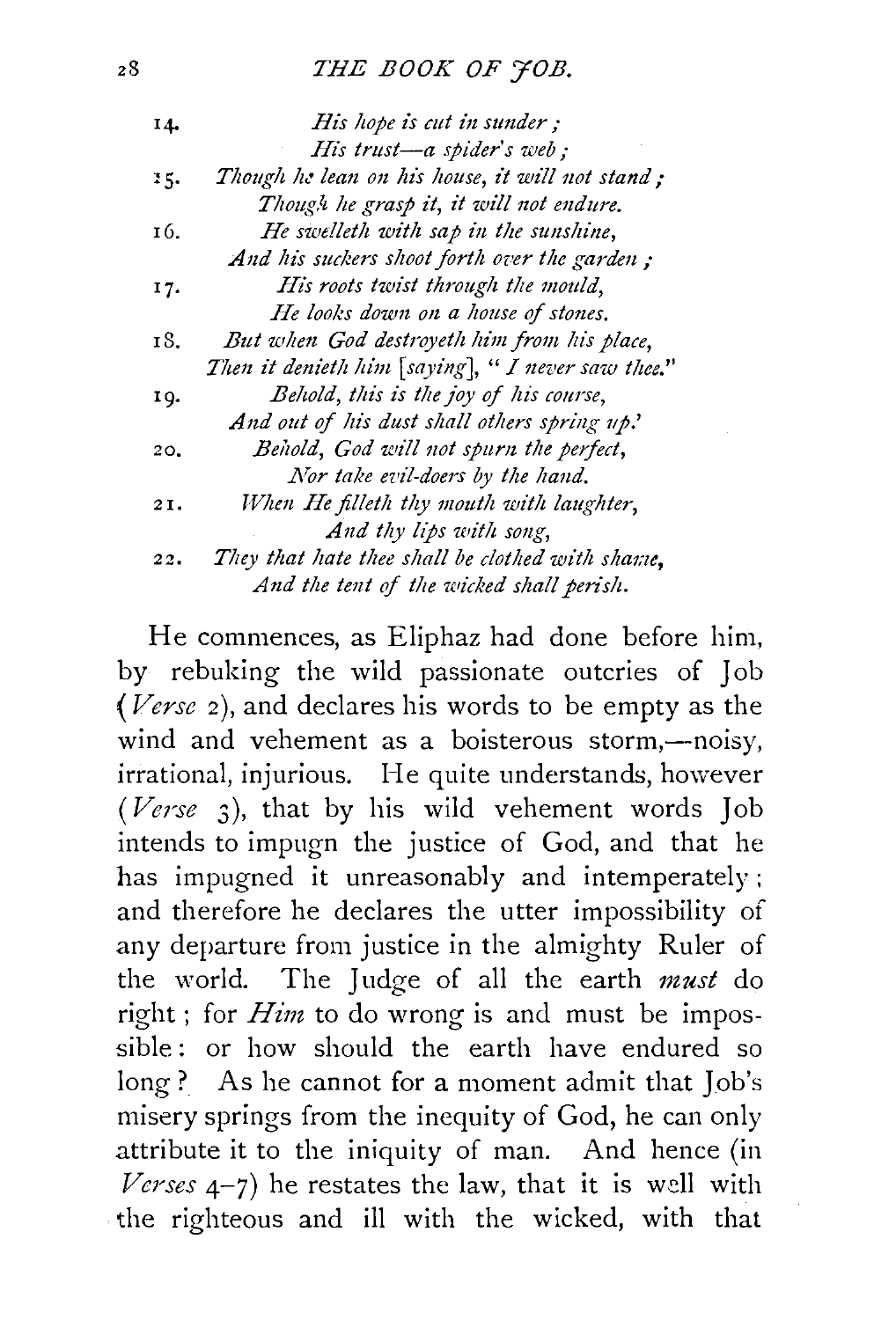14. *His hope is cut in sunder;*
*His trust—a spider's web;*

15. *Though he lean on his house, it will not stand;*
*Though he grasp it, it will not endure.*

16. *He swelleth with sap in the sunshine,*
*And his suckers shoot forth over the garden;*

17. *His roots twist through the mould,*
*He looks down on a house of stones.*

18. *But when God destroyeth him from his place,*
*Then it denieth him [saying], "I never saw thee."*

19. *Behold, this is the joy of his course,*
*And out of his dust shall others spring up.'*

20. *Behold, God will not spurn the perfect,*
*Nor take evil-doers by the hand.*

21. *When He filleth thy mouth with laughter,*
*And thy lips with song,*

22. *They that hate thee shall be clothed with shame,*
*And the tent of the wicked shall perish.*

He commences, as Eliphaz had done before him, by rebuking the wild passionate outcries of Job (*Verse* 2), and declares his words to be empty as the wind and vehement as a boisterous storm,—noisy, irrational, injurious. He quite understands, however (*Verse* 3), that by his wild vehement words Job intends to impugn the justice of God, and that he has impugned it unreasonably and intemperately; and therefore he declares the utter impossibility of any departure from justice in the almighty Ruler of the world. The Judge of all the earth *must* do right; for *Him* to do wrong is and must be impossible: or how should the earth have endured so long? As he cannot for a moment admit that Job's misery springs from the inequity of God, he can only attribute it to the iniquity of man. And hence (in *Verses* 4–7) he restates the law, that it is well with the righteous and ill with the wicked, with that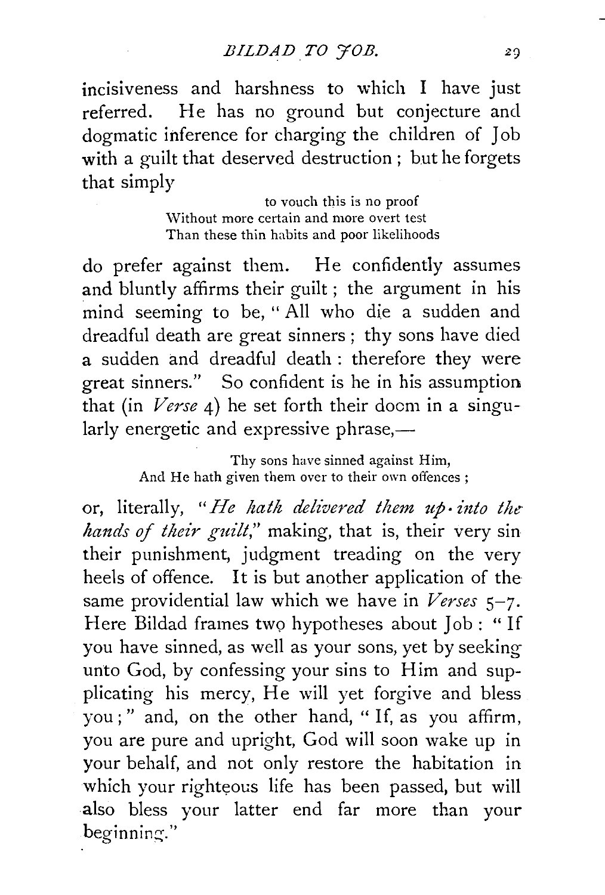incisiveness and harshness to which I have just referred. He has no ground but conjecture and dogmatic inference for charging the children of Job with a guilt that deserved destruction; but he forgets that simply

> to vouch this is no proof
> Without more certain and more overt test
> Than these thin habits and poor likelihoods

do prefer against them. He confidently assumes and bluntly affirms their guilt; the argument in his mind seeming to be, "All who die a sudden and dreadful death are great sinners; thy sons have died a sudden and dreadful death: therefore they were great sinners." So confident is he in his assumption that (in *Verse* 4) he set forth their doom in a singularly energetic and expressive phrase,—

> Thy sons have sinned against Him,
> And He hath given them over to their own offences;

or, literally, "*He hath delivered them up into the hands of their guilt*," making, that is, their very sin their punishment, judgment treading on the very heels of offence. It is but another application of the same providential law which we have in *Verses* 5–7. Here Bildad frames two hypotheses about Job: "If you have sinned, as well as your sons, yet by seeking unto God, by confessing your sins to Him and supplicating his mercy, He will yet forgive and bless you;" and, on the other hand, "If, as you affirm, you are pure and upright, God will soon wake up in your behalf, and not only restore the habitation in which your righteous life has been passed, but will also bless your latter end far more than your beginning."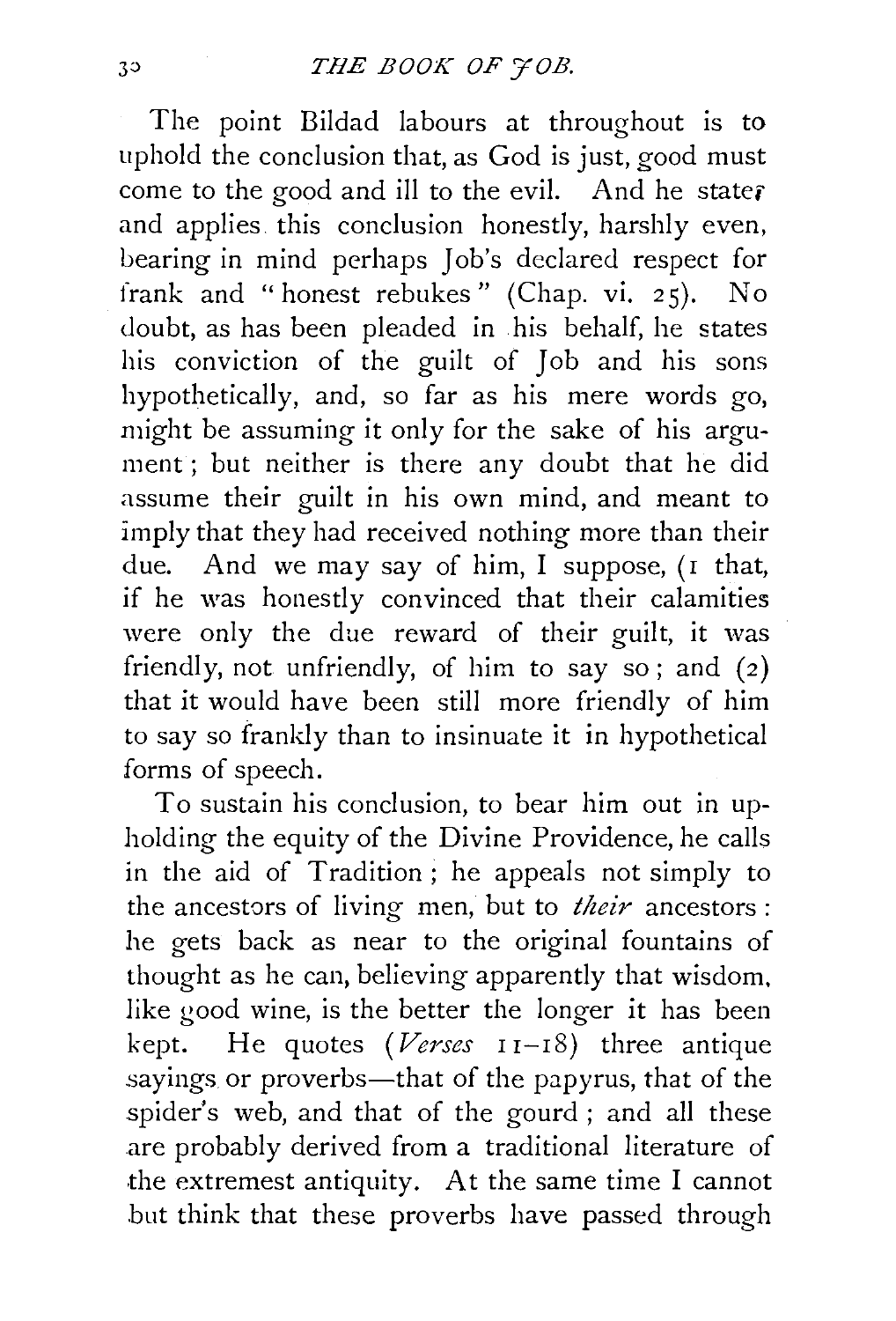The point Bildad labours at throughout is to uphold the conclusion that, as God is just, good must come to the good and ill to the evil. And he states and applies this conclusion honestly, harshly even, bearing in mind perhaps Job's declared respect for frank and "honest rebukes" (Chap. vi. 25). No doubt, as has been pleaded in his behalf, he states his conviction of the guilt of Job and his sons hypothetically, and, so far as his mere words go, might be assuming it only for the sake of his argument; but neither is there any doubt that he did assume their guilt in his own mind, and meant to imply that they had received nothing more than their due. And we may say of him, I suppose, (1 that, if he was honestly convinced that their calamities were only the due reward of their guilt, it was friendly, not unfriendly, of him to say so; and (2) that it would have been still more friendly of him to say so frankly than to insinuate it in hypothetical forms of speech.

To sustain his conclusion, to bear him out in upholding the equity of the Divine Providence, he calls in the aid of Tradition; he appeals not simply to the ancestors of living men, but to *their* ancestors: he gets back as near to the original fountains of thought as he can, believing apparently that wisdom, like good wine, is the better the longer it has been kept. He quotes (*Verses* 11–18) three antique sayings or proverbs—that of the papyrus, that of the spider's web, and that of the gourd; and all these are probably derived from a traditional literature of the extremest antiquity. At the same time I cannot but think that these proverbs have passed through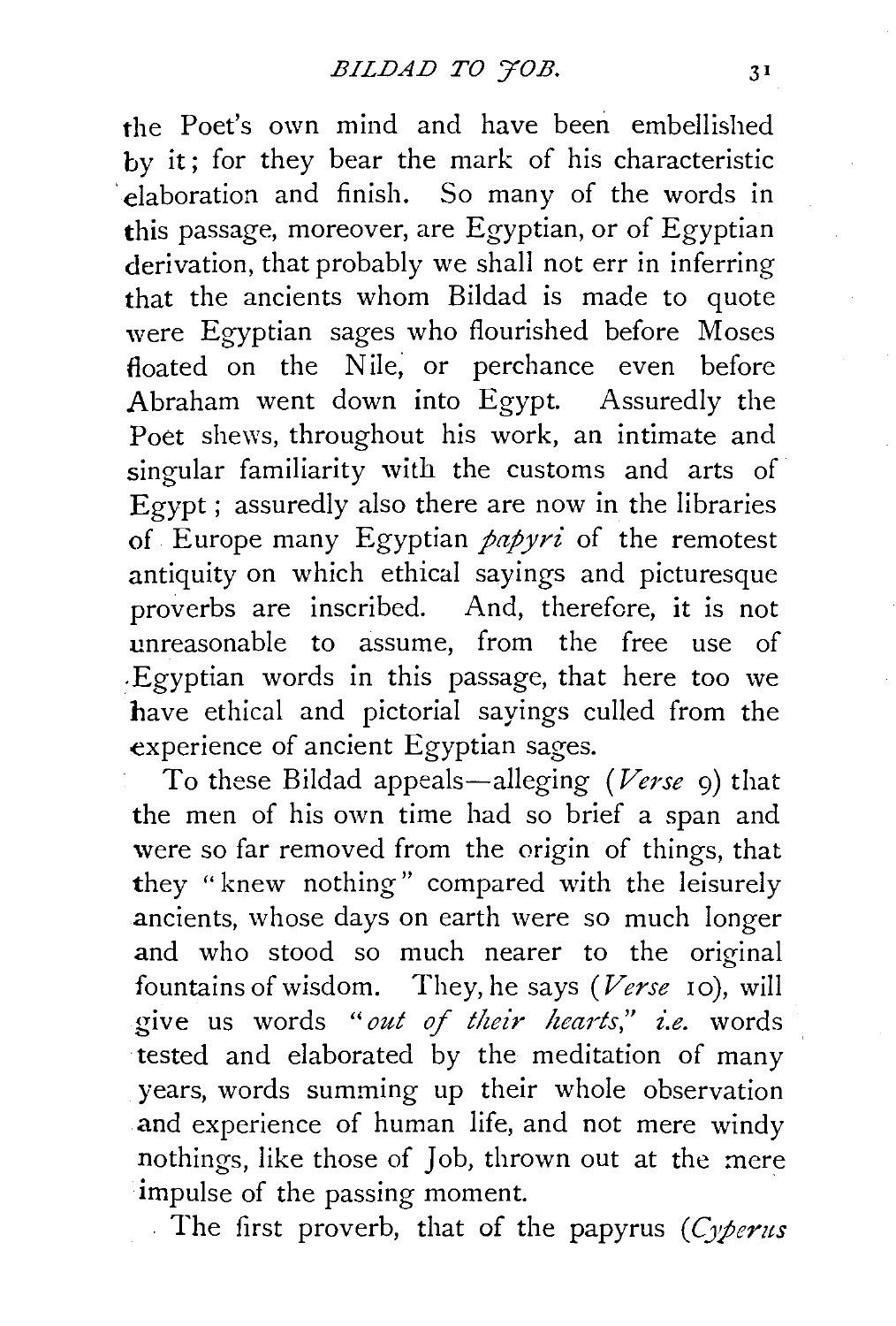the Poet's own mind and have been embellished by it; for they bear the mark of his characteristic elaboration and finish. So many of the words in this passage, moreover, are Egyptian, or of Egyptian derivation, that probably we shall not err in inferring that the ancients whom Bildad is made to quote were Egyptian sages who flourished before Moses floated on the Nile, or perchance even before Abraham went down into Egypt. Assuredly the Poet shews, throughout his work, an intimate and singular familiarity with the customs and arts of Egypt; assuredly also there are now in the libraries of Europe many Egyptian *papyri* of the remotest antiquity on which ethical sayings and picturesque proverbs are inscribed. And, therefore, it is not unreasonable to assume, from the free use of Egyptian words in this passage, that here too we have ethical and pictorial sayings culled from the experience of ancient Egyptian sages.

To these Bildad appeals—alleging (*Verse* 9) that the men of his own time had so brief a span and were so far removed from the origin of things, that they "knew nothing" compared with the leisurely ancients, whose days on earth were so much longer and who stood so much nearer to the original fountains of wisdom. They, he says (*Verse* 10), will give us words "*out of their hearts*," *i.e.* words tested and elaborated by the meditation of many years, words summing up their whole observation and experience of human life, and not mere windy nothings, like those of Job, thrown out at the mere impulse of the passing moment.

The first proverb, that of the papyrus (*Cyperus*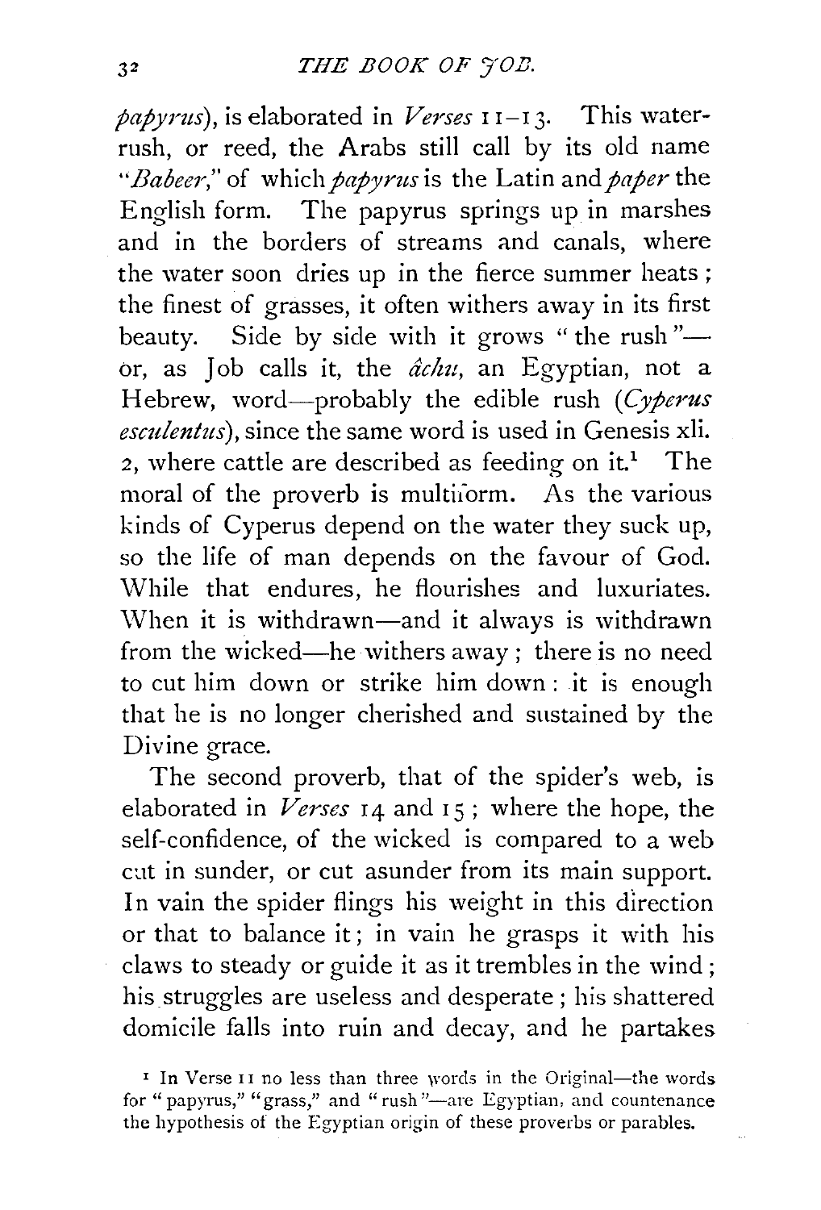*papyrus*), is elaborated in *Verses* 11–13. This water-rush, or reed, the Arabs still call by its old name "*Babeer*," of which *papyrus* is the Latin and *paper* the English form. The papyrus springs up in marshes and in the borders of streams and canals, where the water soon dries up in the fierce summer heats; the finest of grasses, it often withers away in its first beauty. Side by side with it grows "the rush"—or, as Job calls it, the *âchu*, an Egyptian, not a Hebrew, word—probably the edible rush (*Cyperus esculentus*), since the same word is used in Genesis xli. 2, where cattle are described as feeding on it.[1] The moral of the proverb is multiform. As the various kinds of Cyperus depend on the water they suck up, so the life of man depends on the favour of God. While that endures, he flourishes and luxuriates. When it is withdrawn—and it always is withdrawn from the wicked—he withers away; there is no need to cut him down or strike him down: it is enough that he is no longer cherished and sustained by the Divine grace.

The second proverb, that of the spider's web, is elaborated in *Verses* 14 and 15; where the hope, the self-confidence, of the wicked is compared to a web cut in sunder, or cut asunder from its main support. In vain the spider flings his weight in this direction or that to balance it; in vain he grasps it with his claws to steady or guide it as it trembles in the wind; his struggles are useless and desperate; his shattered domicile falls into ruin and decay, and he partakes

[1] In Verse 11 no less than three words in the Original—the words for "papyrus," "grass," and "rush"—are Egyptian, and countenance the hypothesis of the Egyptian origin of these proverbs or parables.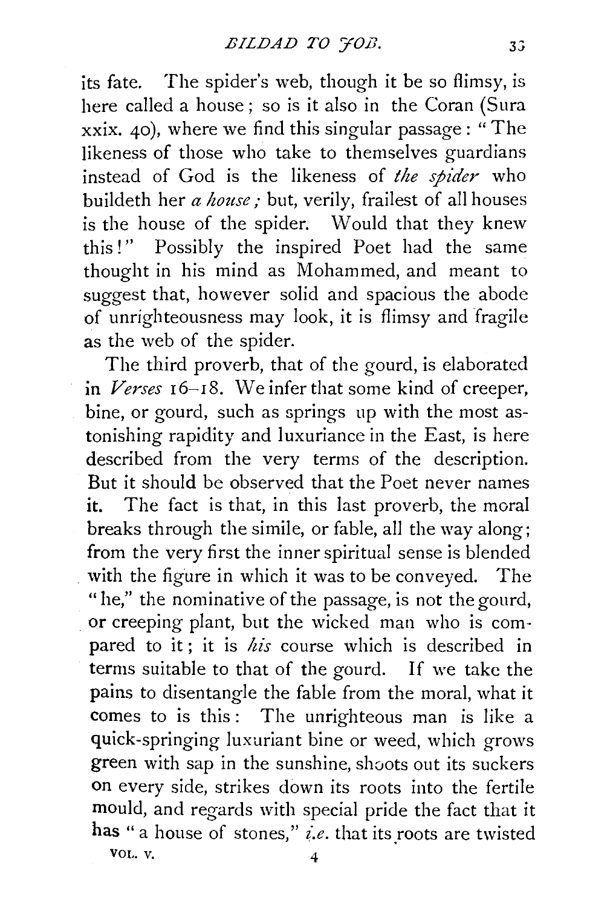its fate. The spider's web, though it be so flimsy, is here called a house; so is it also in the Coran (Sura xxix. 40), where we find this singular passage: "The likeness of those who take to themselves guardians instead of God is the likeness of *the spider* who buildeth her *a house;* but, verily, frailest of all houses is the house of the spider. Would that they knew this!" Possibly the inspired Poet had the same thought in his mind as Mohammed, and meant to suggest that, however solid and spacious the abode of unrighteousness may look, it is flimsy and fragile as the web of the spider.

The third proverb, that of the gourd, is elaborated in *Verses* 16–18. We infer that some kind of creeper, bine, or gourd, such as springs up with the most astonishing rapidity and luxuriance in the East, is here described from the very terms of the description. But it should be observed that the Poet never names it. The fact is that, in this last proverb, the moral breaks through the simile, or fable, all the way along; from the very first the inner spiritual sense is blended with the figure in which it was to be conveyed. The "he," the nominative of the passage, is not the gourd, or creeping plant, but the wicked man who is compared to it; it is *his* course which is described in terms suitable to that of the gourd. If we take the pains to disentangle the fable from the moral, what it comes to is this: The unrighteous man is like a quick-springing luxuriant bine or weed, which grows green with sap in the sunshine, shoots out its suckers on every side, strikes down its roots into the fertile mould, and regards with special pride the fact that it has "a house of stones," *i.e.* that its roots are twisted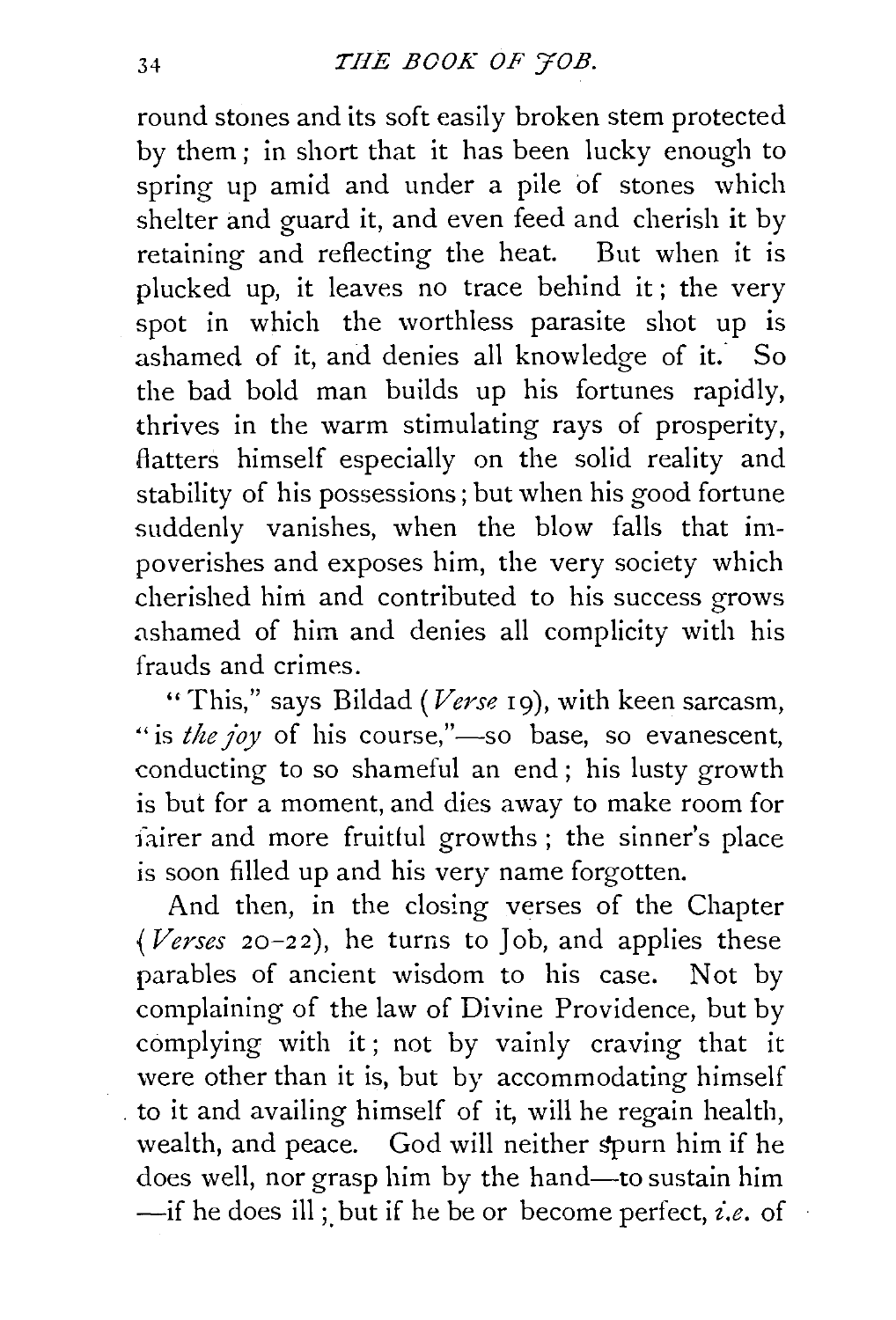round stones and its soft easily broken stem protected by them; in short that it has been lucky enough to spring up amid and under a pile of stones which shelter and guard it, and even feed and cherish it by retaining and reflecting the heat. But when it is plucked up, it leaves no trace behind it; the very spot in which the worthless parasite shot up is ashamed of it, and denies all knowledge of it. So the bad bold man builds up his fortunes rapidly, thrives in the warm stimulating rays of prosperity, flatters himself especially on the solid reality and stability of his possessions; but when his good fortune suddenly vanishes, when the blow falls that impoverishes and exposes him, the very society which cherished him and contributed to his success grows ashamed of him and denies all complicity with his frauds and crimes.

"This," says Bildad (*Verse* 19), with keen sarcasm, "is *the joy* of his course,"—so base, so evanescent, conducting to so shameful an end; his lusty growth is but for a moment, and dies away to make room for fairer and more fruitful growths; the sinner's place is soon filled up and his very name forgotten.

And then, in the closing verses of the Chapter (*Verses* 20–22), he turns to Job, and applies these parables of ancient wisdom to his case. Not by complaining of the law of Divine Providence, but by complying with it; not by vainly craving that it were other than it is, but by accommodating himself to it and availing himself of it, will he regain health, wealth, and peace. God will neither spurn him if he does well, nor grasp him by the hand—to sustain him—if he does ill; but if he be or become perfect, *i.e.* of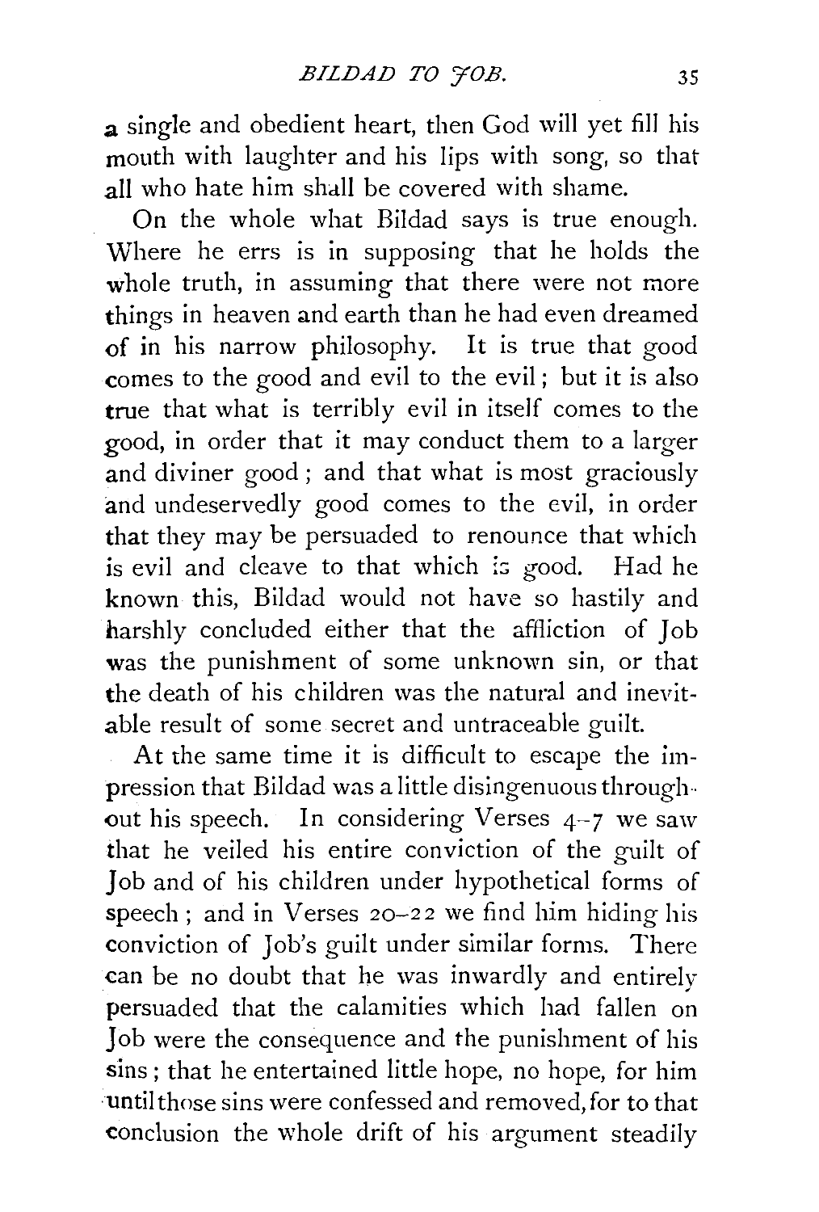a single and obedient heart, then God will yet fill his mouth with laughter and his lips with song, so that all who hate him shall be covered with shame.

On the whole what Bildad says is true enough. Where he errs is in supposing that he holds the whole truth, in assuming that there were not more things in heaven and earth than he had even dreamed of in his narrow philosophy. It is true that good comes to the good and evil to the evil; but it is also true that what is terribly evil in itself comes to the good, in order that it may conduct them to a larger and diviner good; and that what is most graciously and undeservedly good comes to the evil, in order that they may be persuaded to renounce that which is evil and cleave to that which is good. Had he known this, Bildad would not have so hastily and harshly concluded either that the affliction of Job was the punishment of some unknown sin, or that the death of his children was the natural and inevitable result of some secret and untraceable guilt.

At the same time it is difficult to escape the impression that Bildad was a little disingenuous throughout his speech. In considering Verses 4–7 we saw that he veiled his entire conviction of the guilt of Job and of his children under hypothetical forms of speech; and in Verses 20–22 we find him hiding his conviction of Job's guilt under similar forms. There can be no doubt that he was inwardly and entirely persuaded that the calamities which had fallen on Job were the consequence and the punishment of his sins; that he entertained little hope, no hope, for him until those sins were confessed and removed, for to that conclusion the whole drift of his argument steadily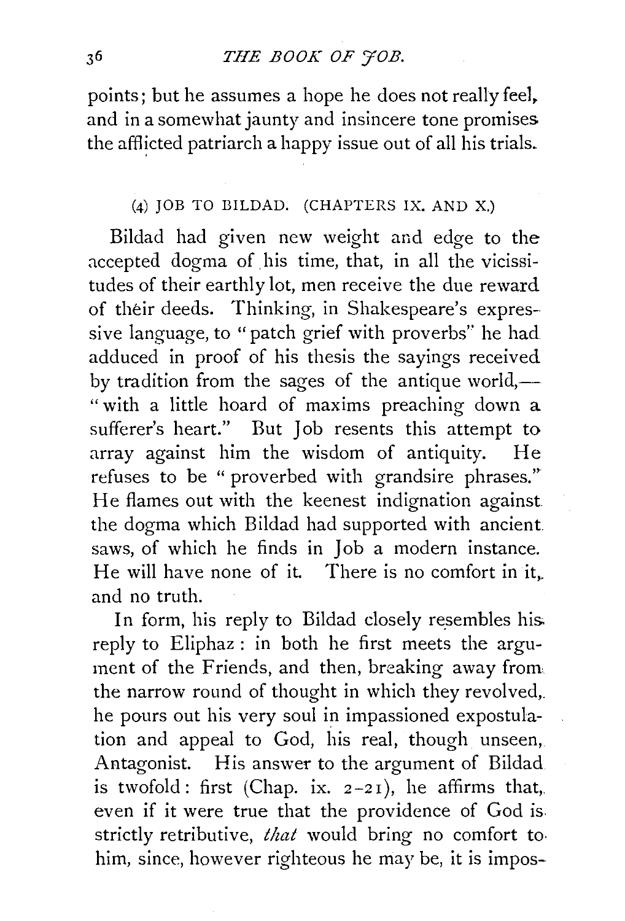points; but he assumes a hope he does not really feel, and in a somewhat jaunty and insincere tone promises the afflicted patriarch a happy issue out of all his trials.

### (4) JOB TO BILDAD. (CHAPTERS IX. AND X.)

Bildad had given new weight and edge to the accepted dogma of his time, that, in all the vicissitudes of their earthly lot, men receive the due reward of their deeds. Thinking, in Shakespeare's expressive language, to "patch grief with proverbs" he had adduced in proof of his thesis the sayings received by tradition from the sages of the antique world,—"with a little hoard of maxims preaching down a sufferer's heart." But Job resents this attempt to array against him the wisdom of antiquity. He refuses to be "proverbed with grandsire phrases." He flames out with the keenest indignation against the dogma which Bildad had supported with ancient saws, of which he finds in Job a modern instance. He will have none of it. There is no comfort in it, and no truth.

In form, his reply to Bildad closely resembles his reply to Eliphaz: in both he first meets the argument of the Friends, and then, breaking away from the narrow round of thought in which they revolved, he pours out his very soul in impassioned expostulation and appeal to God, his real, though unseen, Antagonist. His answer to the argument of Bildad is twofold: first (Chap. ix. 2–21), he affirms that, even if it were true that the providence of God is strictly retributive, *that* would bring no comfort to him, since, however righteous he may be, it is impos-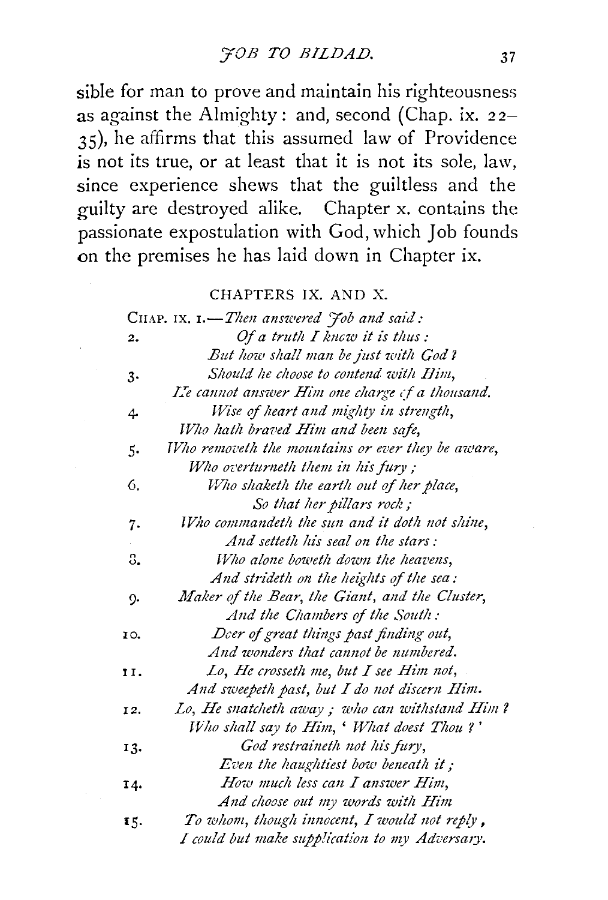sible for man to prove and maintain his righteousness as against the Almighty: and, second (Chap. ix. 22–35), he affirms that this assumed law of Providence is not its true, or at least that it is not its sole, law, since experience shews that the guiltless and the guilty are destroyed alike. Chapter x. contains the passionate expostulation with God, which Job founds on the premises he has laid down in Chapter ix.

### CHAPTERS IX. AND X.

CHAP. IX. 1.—*Then answered Job and said:*

2. *Of a truth I know it is thus:*
   *But how shall man be just with God?*
3. *Should he choose to contend with Him,*
   *He cannot answer Him one charge of a thousand.*
4. *Wise of heart and mighty in strength,*
   *Who hath braved Him and been safe,*
5. *Who removeth the mountains or ever they be aware,*
   *Who overturneth them in his fury;*
6. *Who shaketh the earth out of her place,*
   *So that her pillars rock;*
7. *Who commandeth the sun and it doth not shine,*
   *And setteth his seal on the stars:*
8. *Who alone boweth down the heavens,*
   *And strideth on the heights of the sea:*
9. *Maker of the Bear, the Giant, and the Cluster,*
   *And the Chambers of the South:*
10. *Doer of great things past finding out,*
    *And wonders that cannot be numbered.*
11. *Lo, He crosseth me, but I see Him not,*
    *And sweepeth past, but I do not discern Him.*
12. *Lo, He snatcheth away; who can withstand Him?*
    *Who shall say to Him, 'What doest Thou?'*
13. *God restraineth not his fury,*
    *Even the haughtiest bow beneath it;*
14. *How much less can I answer Him,*
    *And choose out my words with Him*
15. *To whom, though innocent, I would not reply,*
    *I could but make supplication to my Adversary.*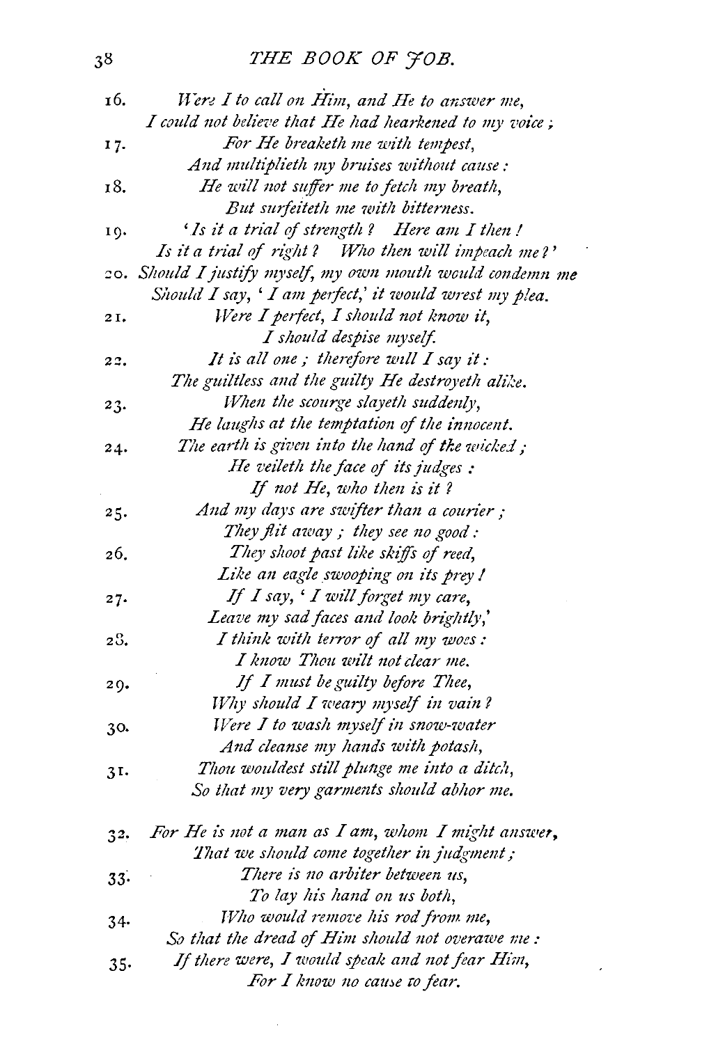16. *Were I to call on Him, and He to answer me,*
*I could not believe that He had hearkened to my voice;*

17. *For He breaketh me with tempest,*
*And multiplieth my bruises without cause:*

18. *He will not suffer me to fetch my breath,*
*But surfeiteth me with bitterness.*

19. *'Is it a trial of strength? Here am I then!*
*Is it a trial of right? Who then will impeach me?'*

20. *Should I justify myself, my own mouth would condemn me*
*Should I say, 'I am perfect,' it would wrest my plea.*

21. *Were I perfect, I should not know it,*
*I should despise myself.*

22. *It is all one; therefore will I say it:*
*The guiltless and the guilty He destroyeth alike.*

23. *When the scourge slayeth suddenly,*
*He laughs at the temptation of the innocent.*

24. *The earth is given into the hand of the wicked;*
*He veileth the face of its judges:*
*If not He, who then is it?*

25. *And my days are swifter than a courier;*
*They flit away; they see no good:*

26. *They shoot past like skiffs of reed,*
*Like an eagle swooping on its prey!*

27. *If I say, 'I will forget my care,*
*Leave my sad faces and look brightly,'*

28. *I think with terror of all my woes:*
*I know Thou wilt not clear me.*

29. *If I must be guilty before Thee,*
*Why should I weary myself in vain?*

30. *Were I to wash myself in snow-water*
*And cleanse my hands with potash,*

31. *Thou wouldest still plunge me into a ditch,*
*So that my very garments should abhor me.*

32. *For He is not a man as I am, whom I might answer,*
*That we should come together in judgment;*

33. *There is no arbiter between us,*
*To lay his hand on us both,*

34. *Who would remove his rod from me,*
*So that the dread of Him should not overawe me:*

35. *If there were, I would speak and not fear Him,*
*For I know no cause to fear.*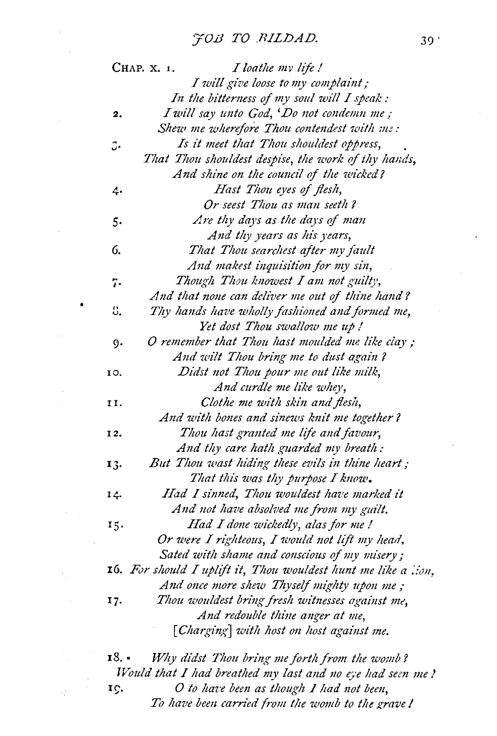CHAP. X. 1. *I loathe my life!*
*I will give loose to my complaint;*
*In the bitterness of my soul will I speak:*

2. *I will say unto God, 'Do not condemn me;*
*Shew me wherefore Thou contendest with me:*

3. *Is it meet that Thou shouldest oppress,*
*That Thou shouldest despise, the work of thy hands,*
*And shine on the council of the wicked?*

4. *Hast Thou eyes of flesh,*
*Or seest Thou as man seeth?*

5. *Are thy days as the days of man*
*And thy years as his years,*

6. *That Thou searchest after my fault*
*And makest inquisition for my sin,*

7. *Though Thou knowest I am not guilty,*
*And that none can deliver me out of thine hand?*

8. *Thy hands have wholly fashioned and formed me,*
*Yet dost Thou swallow me up!*

9. *O remember that Thou hast moulded me like clay;*
*And wilt Thou bring me to dust again?*

10. *Didst not Thou pour me out like milk,*
*And curdle me like whey,*

11. *Clothe me with skin and flesh,*
*And with bones and sinews knit me together?*

12. *Thou hast granted me life and favour,*
*And thy care hath guarded my breath:*

13. *But Thou wast hiding these evils in thine heart;*
*That this was thy purpose I know.*

14. *Had I sinned, Thou wouldest have marked it*
*And not have absolved me from my guilt.*

15. *Had I done wickedly, alas for me!*
*Or were I righteous, I would not lift my head,*
*Sated with shame and conscious of my misery;*

16. *For should I uplift it, Thou wouldest hunt me like a lion,*
*And once more shew Thyself mighty upon me;*

17. *Thou wouldest bring fresh witnesses against me,*
*And redouble thine anger at me,*
*[Charging] with host on host against me.*

18. *Why didst Thou bring me forth from the womb?*
*Would that I had breathed my last and no eye had seen me!*

19. *O to have been as though I had not been,*
*To have been carried from the womb to the grave!*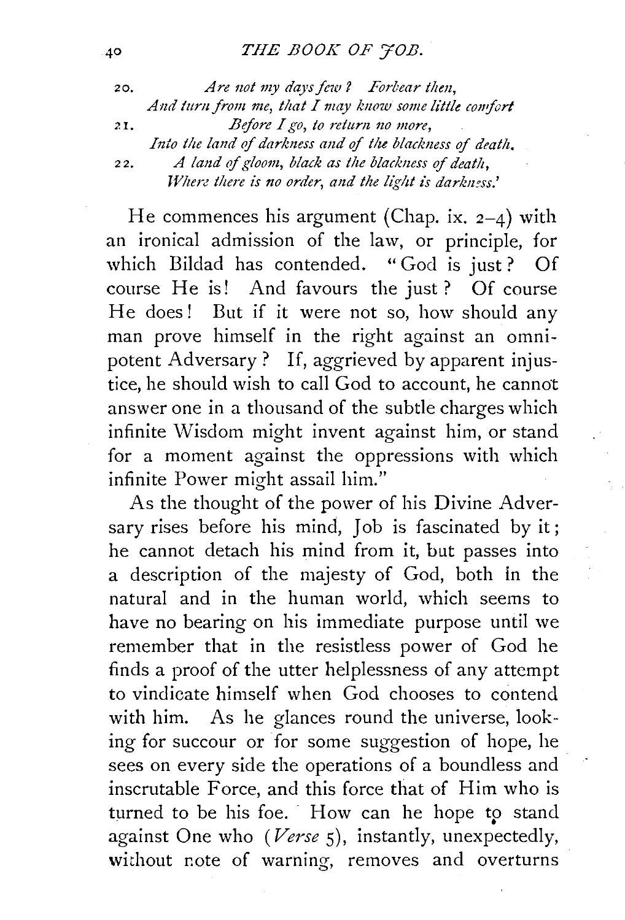20. *Are not my days few? Forbear then,*
*And turn from me, that I may know some little comfort*
21. *Before I go, to return no more,*
*Into the land of darkness and of the blackness of death.*
22. *A land of gloom, black as the blackness of death,*
*Where there is no order, and the light is darkness.'*

He commences his argument (Chap. ix. 2–4) with an ironical admission of the law, or principle, for which Bildad has contended. "God is just? Of course He is! And favours the just? Of course He does! But if it were not so, how should any man prove himself in the right against an omnipotent Adversary? If, aggrieved by apparent injustice, he should wish to call God to account, he cannot answer one in a thousand of the subtle charges which infinite Wisdom might invent against him, or stand for a moment against the oppressions with which infinite Power might assail him."

As the thought of the power of his Divine Adversary rises before his mind, Job is fascinated by it; he cannot detach his mind from it, but passes into a description of the majesty of God, both in the natural and in the human world, which seems to have no bearing on his immediate purpose until we remember that in the resistless power of God he finds a proof of the utter helplessness of any attempt to vindicate himself when God chooses to contend with him. As he glances round the universe, looking for succour or for some suggestion of hope, he sees on every side the operations of a boundless and inscrutable Force, and this force that of Him who is turned to be his foe. How can he hope to stand against One who (*Verse* 5), instantly, unexpectedly, without note of warning, removes and overturns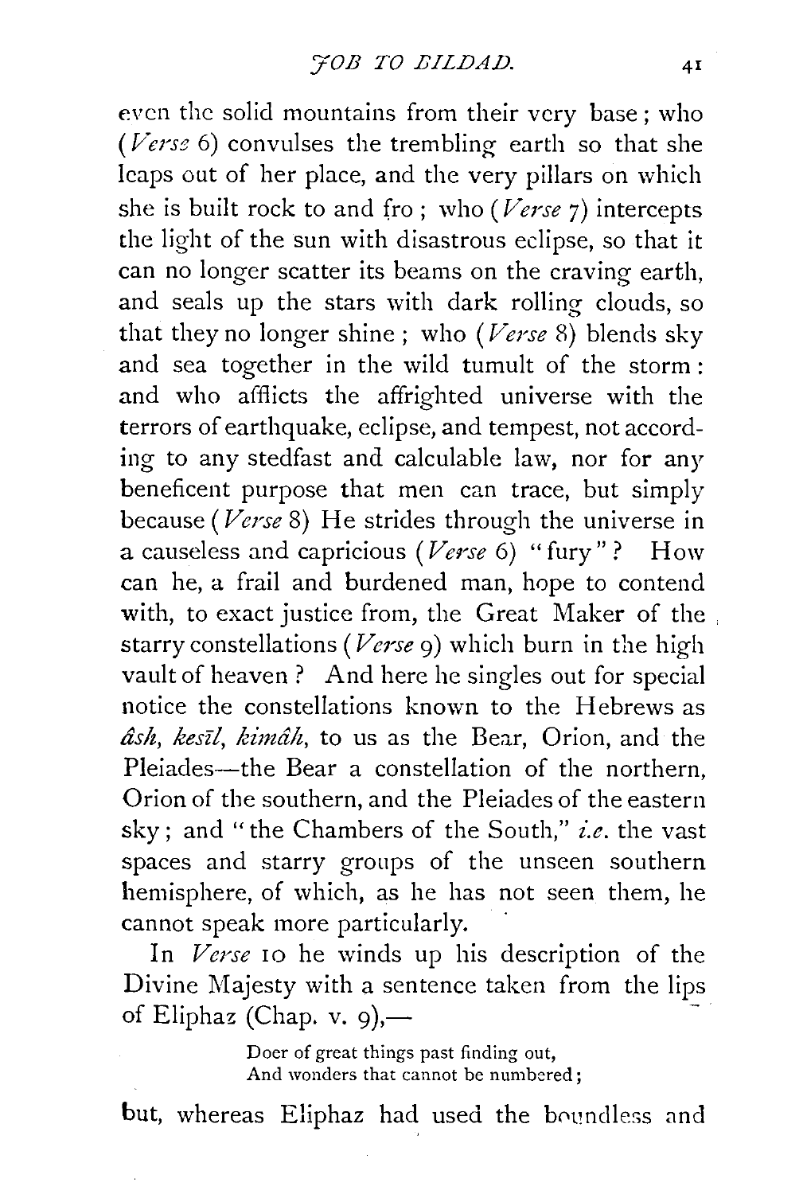even the solid mountains from their very base; who (*Verse* 6) convulses the trembling earth so that she leaps out of her place, and the very pillars on which she is built rock to and fro; who (*Verse* 7) intercepts the light of the sun with disastrous eclipse, so that it can no longer scatter its beams on the craving earth, and seals up the stars with dark rolling clouds, so that they no longer shine; who (*Verse* 8) blends sky and sea together in the wild tumult of the storm: and who afflicts the affrighted universe with the terrors of earthquake, eclipse, and tempest, not according to any stedfast and calculable law, nor for any beneficent purpose that men can trace, but simply because (*Verse* 8) He strides through the universe in a causeless and capricious (*Verse* 6) "fury"? How can he, a frail and burdened man, hope to contend with, to exact justice from, the Great Maker of the starry constellations (*Verse* 9) which burn in the high vault of heaven? And here he singles out for special notice the constellations known to the Hebrews as *âsh*, *kesîl*, *kimâh*, to us as the Bear, Orion, and the Pleiades—the Bear a constellation of the northern, Orion of the southern, and the Pleiades of the eastern sky; and "the Chambers of the South," *i.e.* the vast spaces and starry groups of the unseen southern hemisphere, of which, as he has not seen them, he cannot speak more particularly.

In *Verse* 10 he winds up his description of the Divine Majesty with a sentence taken from the lips of Eliphaz (Chap. v. 9),—

> Doer of great things past finding out,
> And wonders that cannot be numbered;

but, whereas Eliphaz had used the boundless and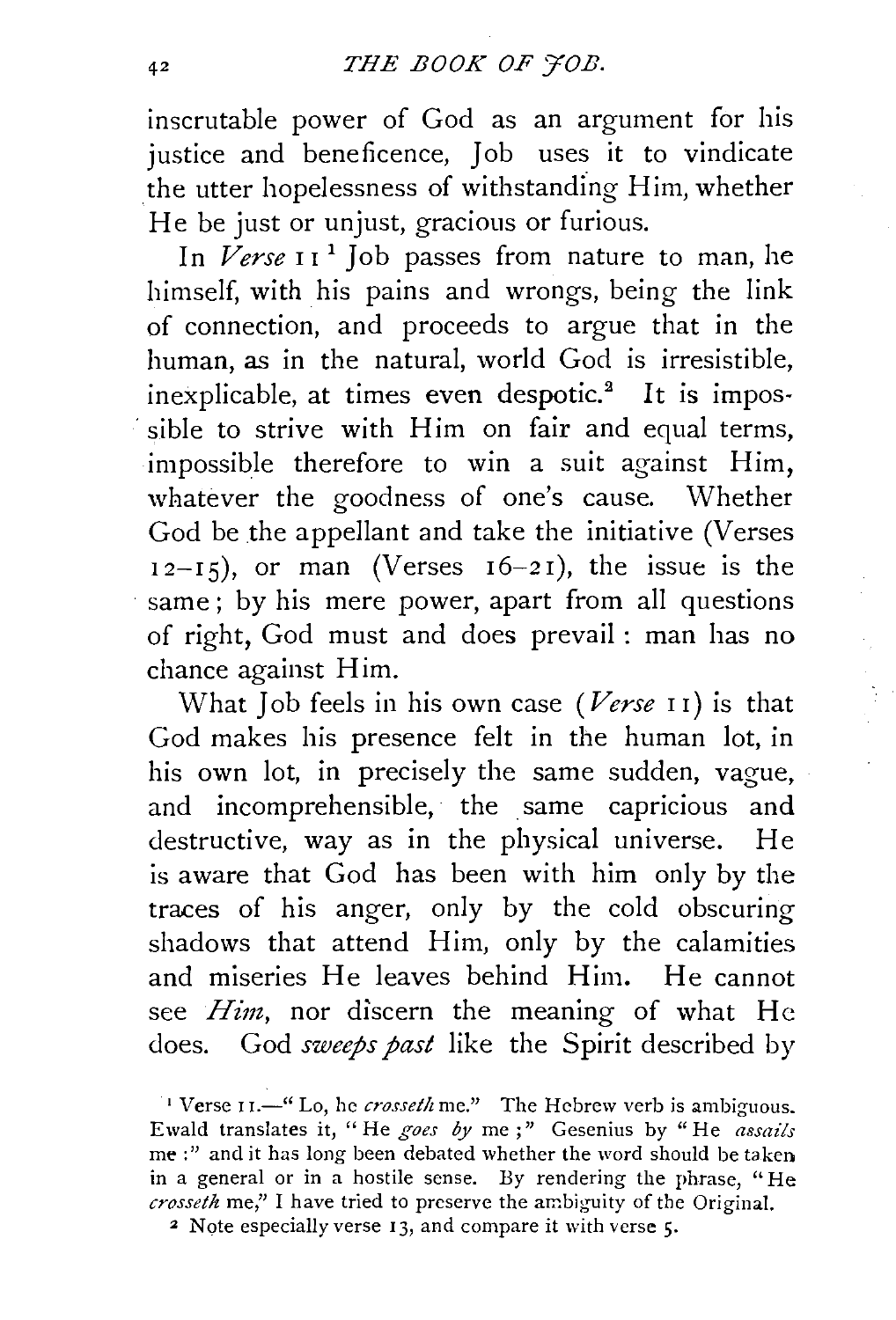inscrutable power of God as an argument for his justice and beneficence, Job uses it to vindicate the utter hopelessness of withstanding Him, whether He be just or unjust, gracious or furious.

In *Verse* 11 [1] Job passes from nature to man, he himself, with his pains and wrongs, being the link of connection, and proceeds to argue that in the human, as in the natural, world God is irresistible, inexplicable, at times even despotic.[2] It is impossible to strive with Him on fair and equal terms, impossible therefore to win a suit against Him, whatever the goodness of one's cause. Whether God be the appellant and take the initiative (Verses 12–15), or man (Verses 16–21), the issue is the same; by his mere power, apart from all questions of right, God must and does prevail: man has no chance against Him.

What Job feels in his own case (*Verse* 11) is that God makes his presence felt in the human lot, in his own lot, in precisely the same sudden, vague, and incomprehensible, the same capricious and destructive, way as in the physical universe. He is aware that God has been with him only by the traces of his anger, only by the cold obscuring shadows that attend Him, only by the calamities and miseries He leaves behind Him. He cannot see *Him*, nor discern the meaning of what He does. God *sweeps past* like the Spirit described by

[1] Verse 11.—"Lo, he *crosseth* me." The Hebrew verb is ambiguous. Ewald translates it, "He *goes by* me;" Gesenius by "He *assails* me:" and it has long been debated whether the word should be taken in a general or in a hostile sense. By rendering the phrase, "He *crosseth* me," I have tried to preserve the ambiguity of the Original.

[2] Note especially verse 13, and compare it with verse 5.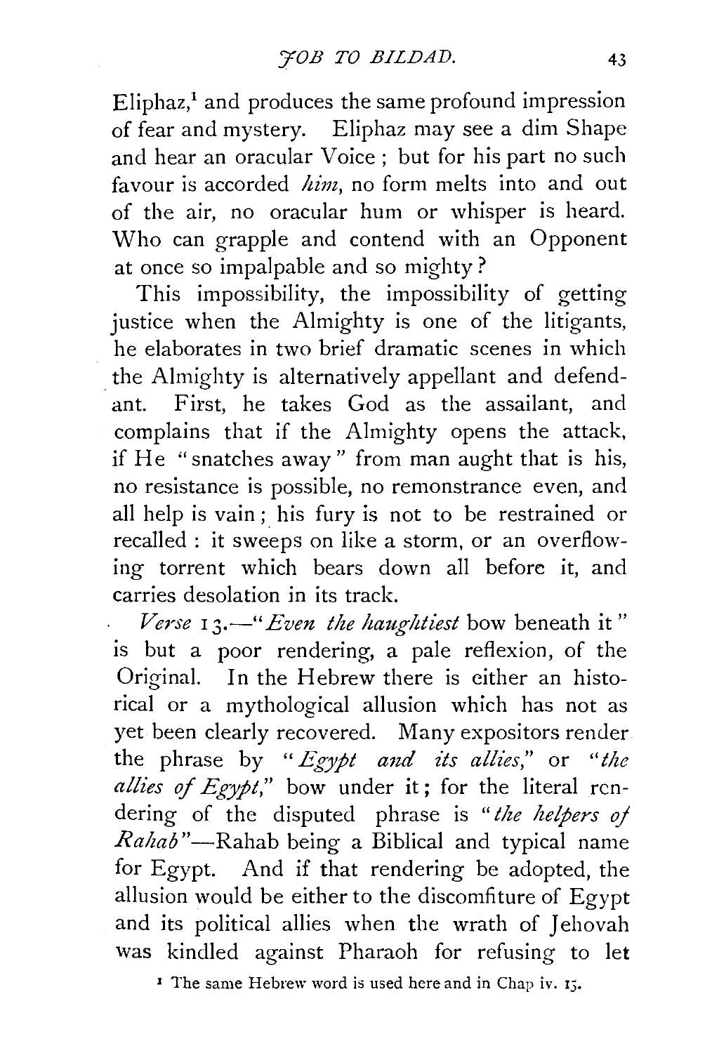Eliphaz,[1] and produces the same profound impression of fear and mystery. Eliphaz may see a dim Shape and hear an oracular Voice; but for his part no such favour is accorded *him*, no form melts into and out of the air, no oracular hum or whisper is heard. Who can grapple and contend with an Opponent at once so impalpable and so mighty?

This impossibility, the impossibility of getting justice when the Almighty is one of the litigants, he elaborates in two brief dramatic scenes in which the Almighty is alternatively appellant and defendant. First, he takes God as the assailant, and complains that if the Almighty opens the attack, if He "snatches away" from man aught that is his, no resistance is possible, no remonstrance even, and all help is vain; his fury is not to be restrained or recalled: it sweeps on like a storm, or an overflowing torrent which bears down all before it, and carries desolation in its track.

*Verse* 13.—"*Even the haughtiest* bow beneath it" is but a poor rendering, a pale reflexion, of the Original. In the Hebrew there is either an historical or a mythological allusion which has not as yet been clearly recovered. Many expositors render the phrase by "*Egypt and its allies*," or "*the allies of Egypt*," bow under it; for the literal rendering of the disputed phrase is "*the helpers of Rahab*"—Rahab being a Biblical and typical name for Egypt. And if that rendering be adopted, the allusion would be either to the discomfiture of Egypt and its political allies when the wrath of Jehovah was kindled against Pharaoh for refusing to let

[1] The same Hebrew word is used here and in Chap iv. 15.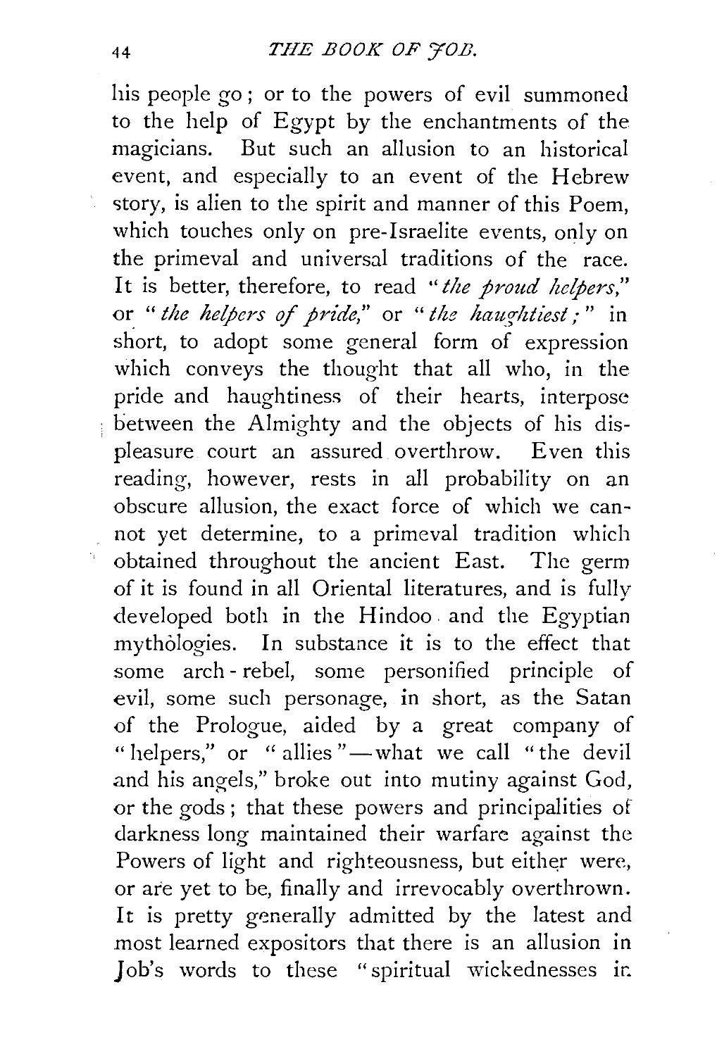his people go; or to the powers of evil summoned to the help of Egypt by the enchantments of the magicians. But such an allusion to an historical event, and especially to an event of the Hebrew story, is alien to the spirit and manner of this Poem, which touches only on pre-Israelite events, only on the primeval and universal traditions of the race. It is better, therefore, to read "*the proud helpers*," or "*the helpers of pride*," or "*the haughtiest*;" in short, to adopt some general form of expression which conveys the thought that all who, in the pride and haughtiness of their hearts, interpose between the Almighty and the objects of his displeasure court an assured overthrow. Even this reading, however, rests in all probability on an obscure allusion, the exact force of which we cannot yet determine, to a primeval tradition which obtained throughout the ancient East. The germ of it is found in all Oriental literatures, and is fully developed both in the Hindoo and the Egyptian mythòlogies. In substance it is to the effect that some arch-rebel, some personified principle of evil, some such personage, in short, as the Satan of the Prologue, aided by a great company of "helpers," or "allies"—what we call "the devil and his angels," broke out into mutiny against God, or the gods; that these powers and principalities of darkness long maintained their warfare against the Powers of light and righteousness, but either were, or are yet to be, finally and irrevocably overthrown. It is pretty generally admitted by the latest and most learned expositors that there is an allusion in Job's words to these "spiritual wickednesses in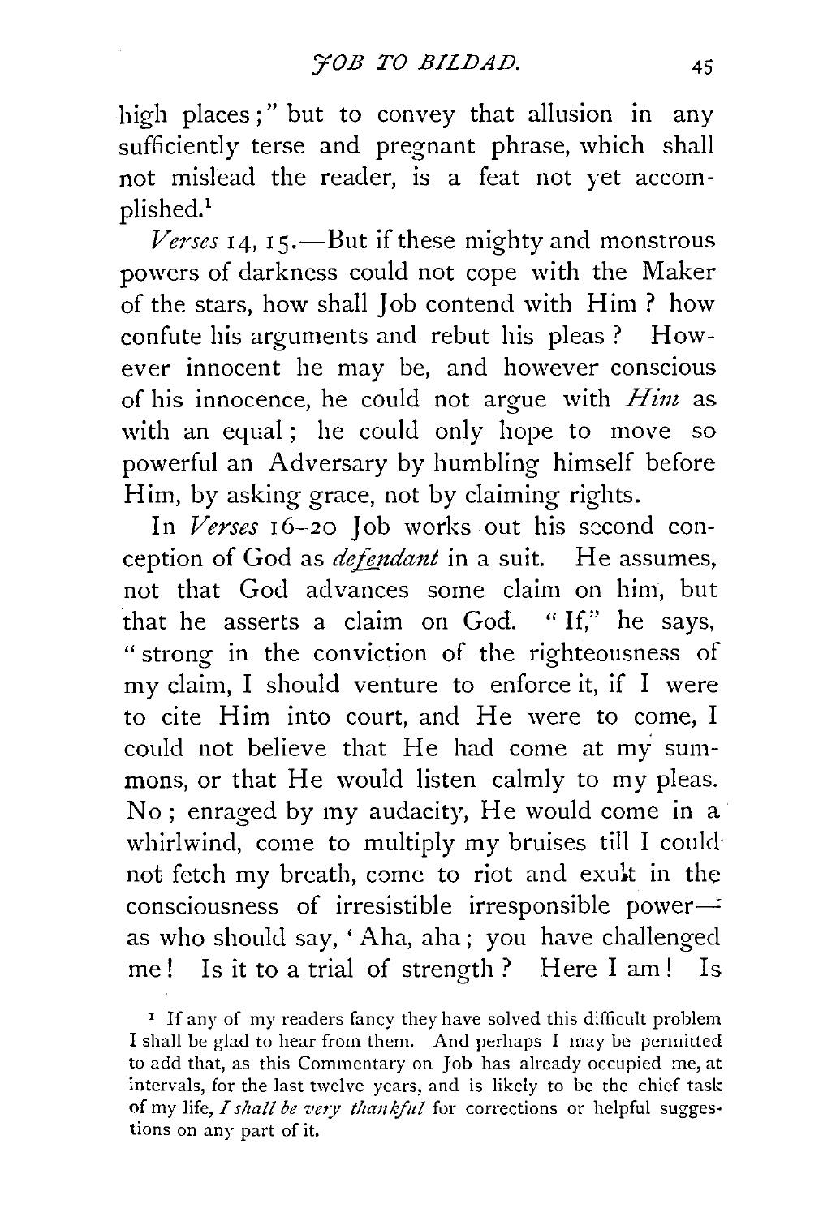high places;" but to convey that allusion in any sufficiently terse and pregnant phrase, which shall not mislead the reader, is a feat not yet accomplished.[1]

*Verses* 14, 15.—But if these mighty and monstrous powers of darkness could not cope with the Maker of the stars, how shall Job contend with Him? how confute his arguments and rebut his pleas? However innocent he may be, and however conscious of his innocence, he could not argue with *Him* as with an equal; he could only hope to move so powerful an Adversary by humbling himself before Him, by asking grace, not by claiming rights.

In *Verses* 16–20 Job works out his second conception of God as *defendant* in a suit. He assumes, not that God advances some claim on him, but that he asserts a claim on God. "If," he says, "strong in the conviction of the righteousness of my claim, I should venture to enforce it, if I were to cite Him into court, and He were to come, I could not believe that He had come at my summons, or that He would listen calmly to my pleas. No; enraged by my audacity, He would come in a whirlwind, come to multiply my bruises till I could not fetch my breath, come to riot and exult in the consciousness of irresistible irresponsible power—as who should say, 'Aha, aha; you have challenged me! Is it to a trial of strength? Here I am! Is

[1] If any of my readers fancy they have solved this difficult problem I shall be glad to hear from them. And perhaps I may be permitted to add that, as this Commentary on Job has already occupied me, at intervals, for the last twelve years, and is likely to be the chief task of my life, *I shall be very thankful* for corrections or helpful suggestions on any part of it.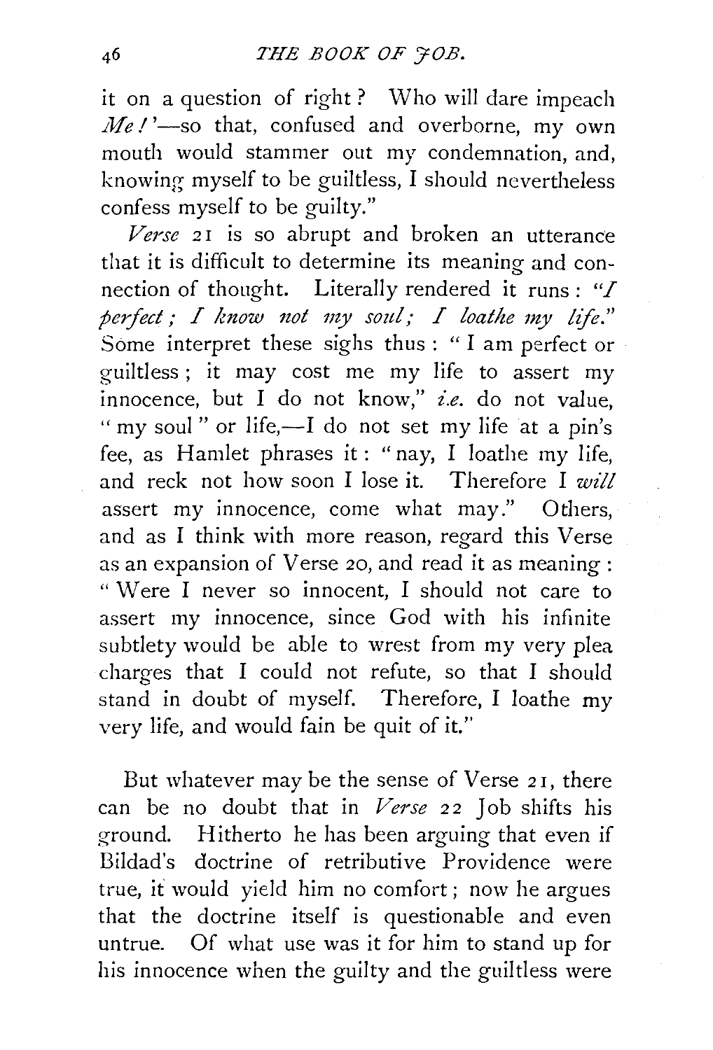it on a question of right? Who will dare impeach *Me!*'—so that, confused and overborne, my own mouth would stammer out my condemnation, and, knowing myself to be guiltless, I should nevertheless confess myself to be guilty."

*Verse* 21 is so abrupt and broken an utterance that it is difficult to determine its meaning and connection of thought. Literally rendered it runs: "*I perfect; I know not my soul; I loathe my life.*" Some interpret these sighs thus: "I am perfect or guiltless; it may cost me my life to assert my innocence, but I do not know," *i.e.* do not value, "my soul" or life,—I do not set my life at a pin's fee, as Hamlet phrases it: "nay, I loathe my life, and reck not how soon I lose it. Therefore I *will* assert my innocence, come what may." Others, and as I think with more reason, regard this Verse as an expansion of Verse 20, and read it as meaning: "Were I never so innocent, I should not care to assert my innocence, since God with his infinite subtlety would be able to wrest from my very plea charges that I could not refute, so that I should stand in doubt of myself. Therefore, I loathe my very life, and would fain be quit of it."

But whatever may be the sense of Verse 21, there can be no doubt that in *Verse* 22 Job shifts his ground. Hitherto he has been arguing that even if Bildad's doctrine of retributive Providence were true, it would yield him no comfort; now he argues that the doctrine itself is questionable and even untrue. Of what use was it for him to stand up for his innocence when the guilty and the guiltless were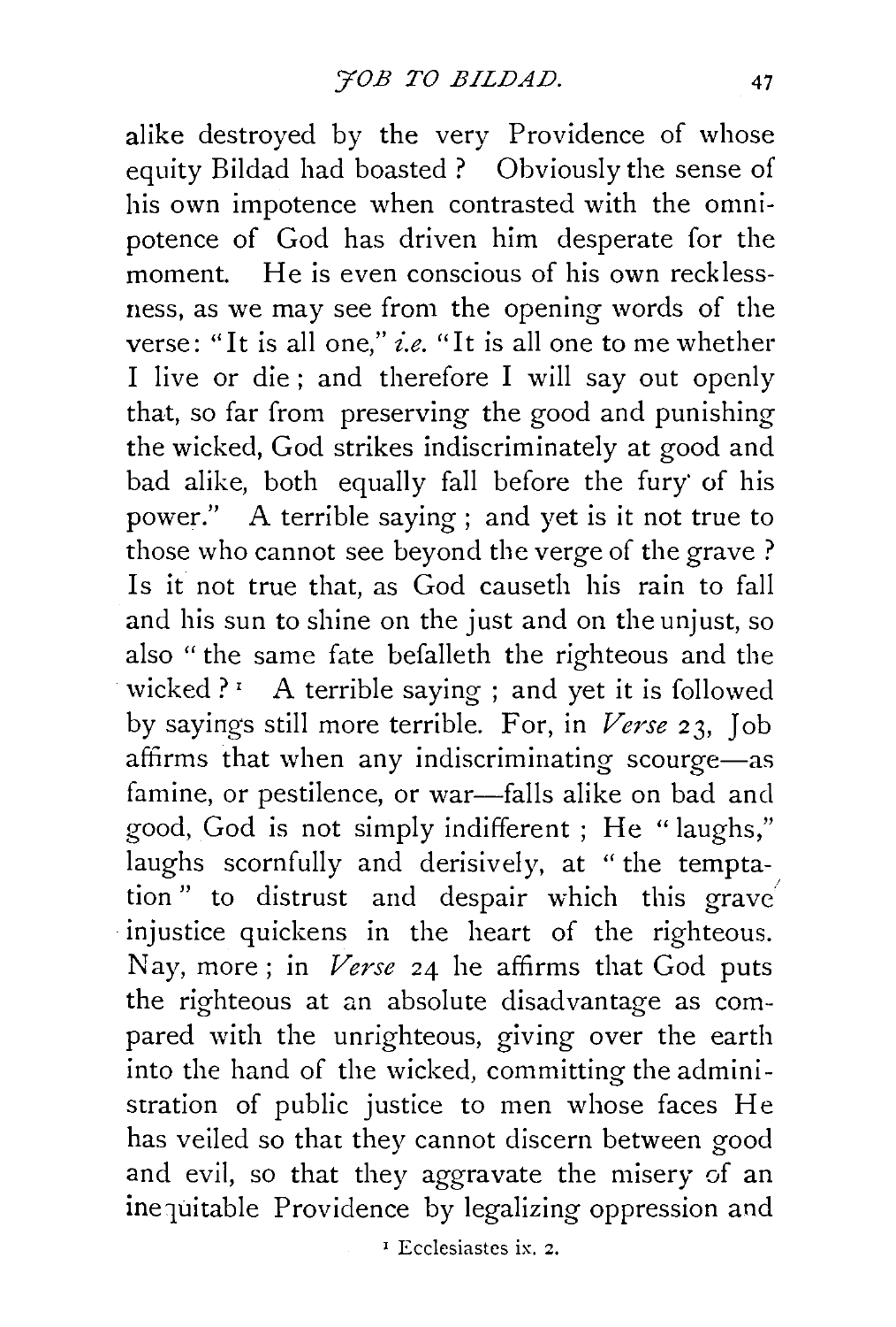alike destroyed by the very Providence of whose equity Bildad had boasted? Obviously the sense of his own impotence when contrasted with the omnipotence of God has driven him desperate for the moment. He is even conscious of his own recklessness, as we may see from the opening words of the verse: "It is all one," *i.e.* "It is all one to me whether I live or die; and therefore I will say out openly that, so far from preserving the good and punishing the wicked, God strikes indiscriminately at good and bad alike, both equally fall before the fury of his power." A terrible saying; and yet is it not true to those who cannot see beyond the verge of the grave? Is it not true that, as God causeth his rain to fall and his sun to shine on the just and on the unjust, so also "the same fate befalleth the righteous and the wicked?[1] A terrible saying; and yet it is followed by sayings still more terrible. For, in *Verse* 23, Job affirms that when any indiscriminating scourge—as famine, or pestilence, or war—falls alike on bad and good, God is not simply indifferent; He "laughs," laughs scornfully and derisively, at "the temptation" to distrust and despair which this grave injustice quickens in the heart of the righteous. Nay, more; in *Verse* 24 he affirms that God puts the righteous at an absolute disadvantage as compared with the unrighteous, giving over the earth into the hand of the wicked, committing the administration of public justice to men whose faces He has veiled so that they cannot discern between good and evil, so that they aggravate the misery of an inequitable Providence by legalizing oppression and

[1] Ecclesiastes ix. 2.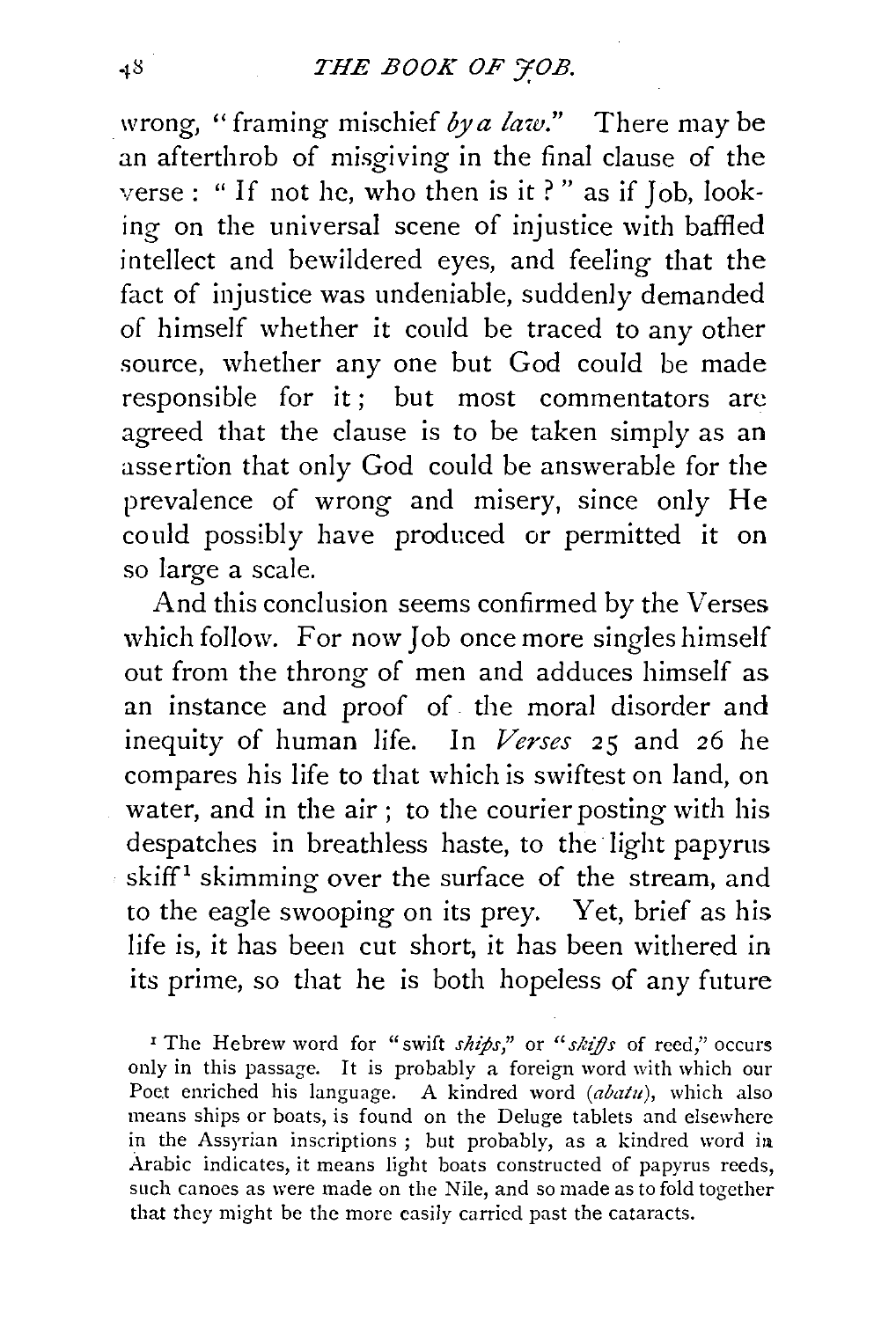wrong, "framing mischief *by a law*." There may be an afterthrob of misgiving in the final clause of the verse: "If not he, who then is it?" as if Job, looking on the universal scene of injustice with baffled intellect and bewildered eyes, and feeling that the fact of injustice was undeniable, suddenly demanded of himself whether it could be traced to any other source, whether any one but God could be made responsible for it; but most commentators are agreed that the clause is to be taken simply as an assertion that only God could be answerable for the prevalence of wrong and misery, since only He could possibly have produced or permitted it on so large a scale.

And this conclusion seems confirmed by the Verses which follow. For now Job once more singles himself out from the throng of men and adduces himself as an instance and proof of the moral disorder and inequity of human life. In *Verses* 25 and 26 he compares his life to that which is swiftest on land, on water, and in the air; to the courier posting with his despatches in breathless haste, to the light papyrus skiff[1] skimming over the surface of the stream, and to the eagle swooping on its prey. Yet, brief as his life is, it has been cut short, it has been withered in its prime, so that he is both hopeless of any future

[1] The Hebrew word for "swift *ships*," or "*skiffs* of reed," occurs only in this passage. It is probably a foreign word with which our Poet enriched his language. A kindred word (*abatu*), which also means ships or boats, is found on the Deluge tablets and elsewhere in the Assyrian inscriptions; but probably, as a kindred word in Arabic indicates, it means light boats constructed of papyrus reeds, such canoes as were made on the Nile, and so made as to fold together that they might be the more easily carried past the cataracts.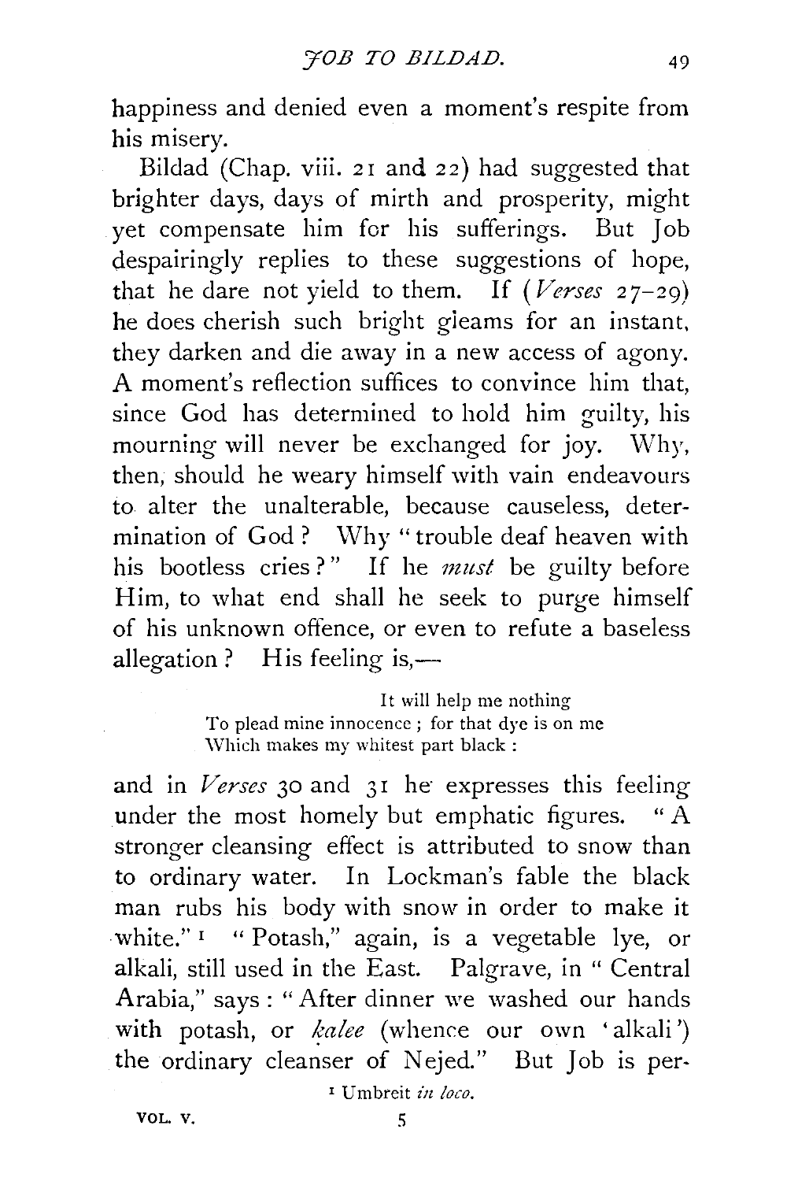happiness and denied even a moment's respite from his misery.

Bildad (Chap. viii. 21 and 22) had suggested that brighter days, days of mirth and prosperity, might yet compensate him for his sufferings. But Job despairingly replies to these suggestions of hope, that he dare not yield to them. If (*Verses* 27–29) he does cherish such bright gleams for an instant, they darken and die away in a new access of agony. A moment's reflection suffices to convince him that, since God has determined to hold him guilty, his mourning will never be exchanged for joy. Why, then, should he weary himself with vain endeavours to alter the unalterable, because causeless, determination of God? Why "trouble deaf heaven with his bootless cries?" If he *must* be guilty before Him, to what end shall he seek to purge himself of his unknown offence, or even to refute a baseless allegation? His feeling is,—

> It will help me nothing
> To plead mine innocence; for that dye is on me
> Which makes my whitest part black:

and in *Verses* 30 and 31 he expresses this feeling under the most homely but emphatic figures. "A stronger cleansing effect is attributed to snow than to ordinary water. In Lockman's fable the black man rubs his body with snow in order to make it white."[1] "Potash," again, is a vegetable lye, or alkali, still used in the East. Palgrave, in "Central Arabia," says: "After dinner we washed our hands with potash, or *kalee* (whence our own 'alkali') the ordinary cleanser of Nejed." But Job is per-

[1] Umbreit *in loco.*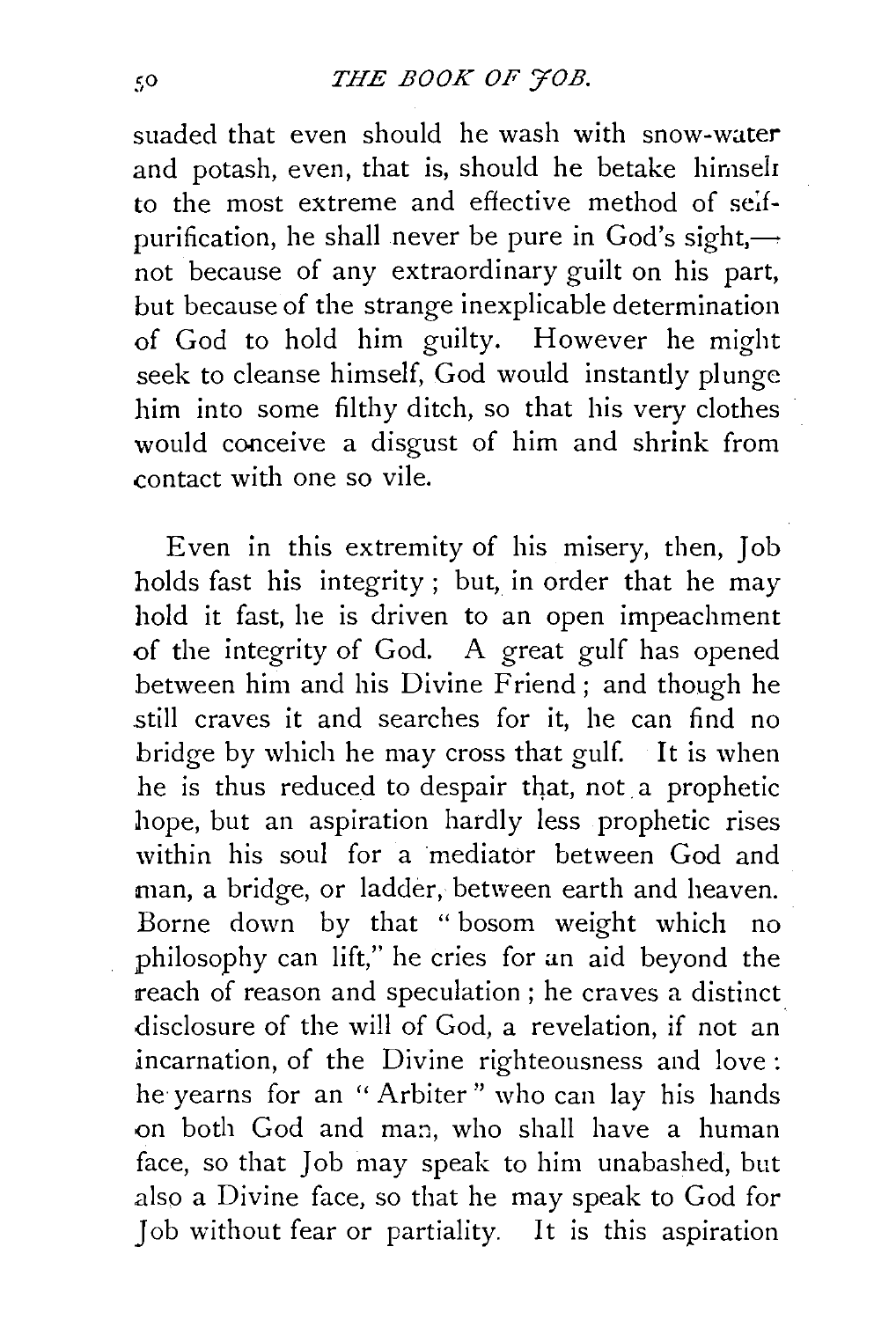suaded that even should he wash with snow-water and potash, even, that is, should he betake himself to the most extreme and effective method of self-purification, he shall never be pure in God's sight,—not because of any extraordinary guilt on his part, but because of the strange inexplicable determination of God to hold him guilty. However he might seek to cleanse himself, God would instantly plunge him into some filthy ditch, so that his very clothes would conceive a disgust of him and shrink from contact with one so vile.

Even in this extremity of his misery, then, Job holds fast his integrity; but, in order that he may hold it fast, he is driven to an open impeachment of the integrity of God. A great gulf has opened between him and his Divine Friend; and though he still craves it and searches for it, he can find no bridge by which he may cross that gulf. It is when he is thus reduced to despair that, not a prophetic hope, but an aspiration hardly less prophetic rises within his soul for a mediator between God and man, a bridge, or ladder, between earth and heaven. Borne down by that "bosom weight which no philosophy can lift," he cries for an aid beyond the reach of reason and speculation; he craves a distinct disclosure of the will of God, a revelation, if not an incarnation, of the Divine righteousness and love: he yearns for an "Arbiter" who can lay his hands on both God and man, who shall have a human face, so that Job may speak to him unabashed, but also a Divine face, so that he may speak to God for Job without fear or partiality. It is this aspiration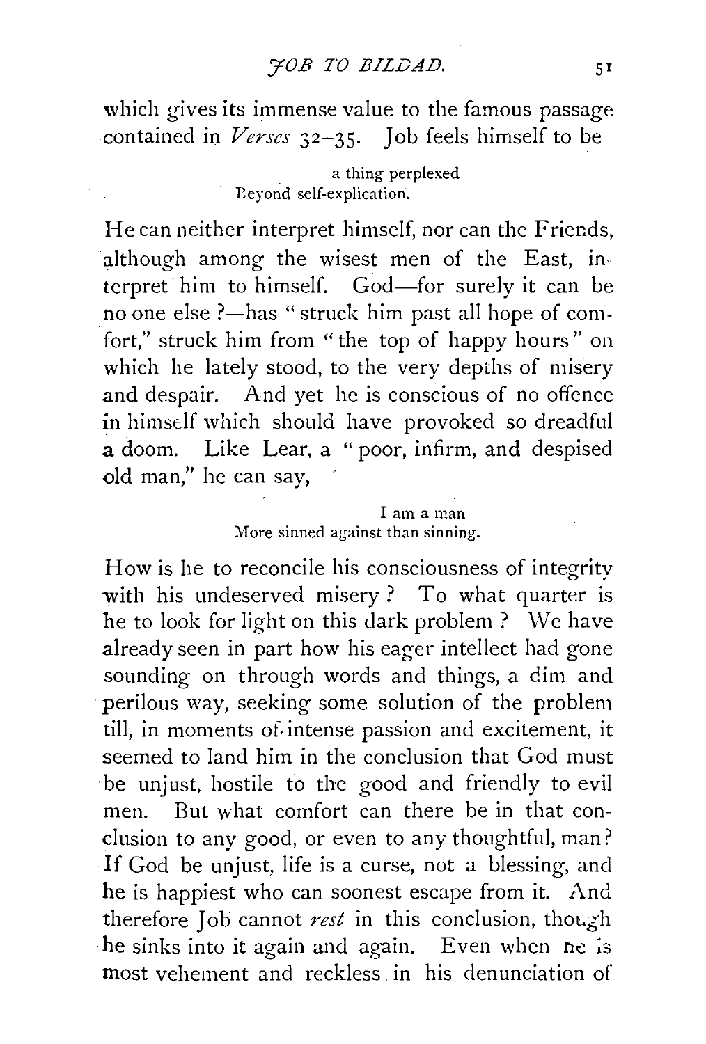which gives its immense value to the famous passage contained in *Verses* 32–35. Job feels himself to be

> a thing perplexed
> Beyond self-explication.

He can neither interpret himself, nor can the Friends, although among the wisest men of the East, interpret him to himself. God—for surely it can be no one else ?—has "struck him past all hope of comfort," struck him from "the top of happy hours" on which he lately stood, to the very depths of misery and despair. And yet he is conscious of no offence in himself which should have provoked so dreadful a doom. Like Lear, a "poor, infirm, and despised old man," he can say,

> I am a man
> More sinned against than sinning.

How is he to reconcile his consciousness of integrity with his undeserved misery ? To what quarter is he to look for light on this dark problem ? We have already seen in part how his eager intellect had gone sounding on through words and things, a dim and perilous way, seeking some solution of the problem till, in moments of intense passion and excitement, it seemed to land him in the conclusion that God must be unjust, hostile to the good and friendly to evil men. But what comfort can there be in that conclusion to any good, or even to any thoughtful, man? If God be unjust, life is a curse, not a blessing, and he is happiest who can soonest escape from it. And therefore Job cannot *rest* in this conclusion, though he sinks into it again and again. Even when he is most vehement and reckless in his denunciation of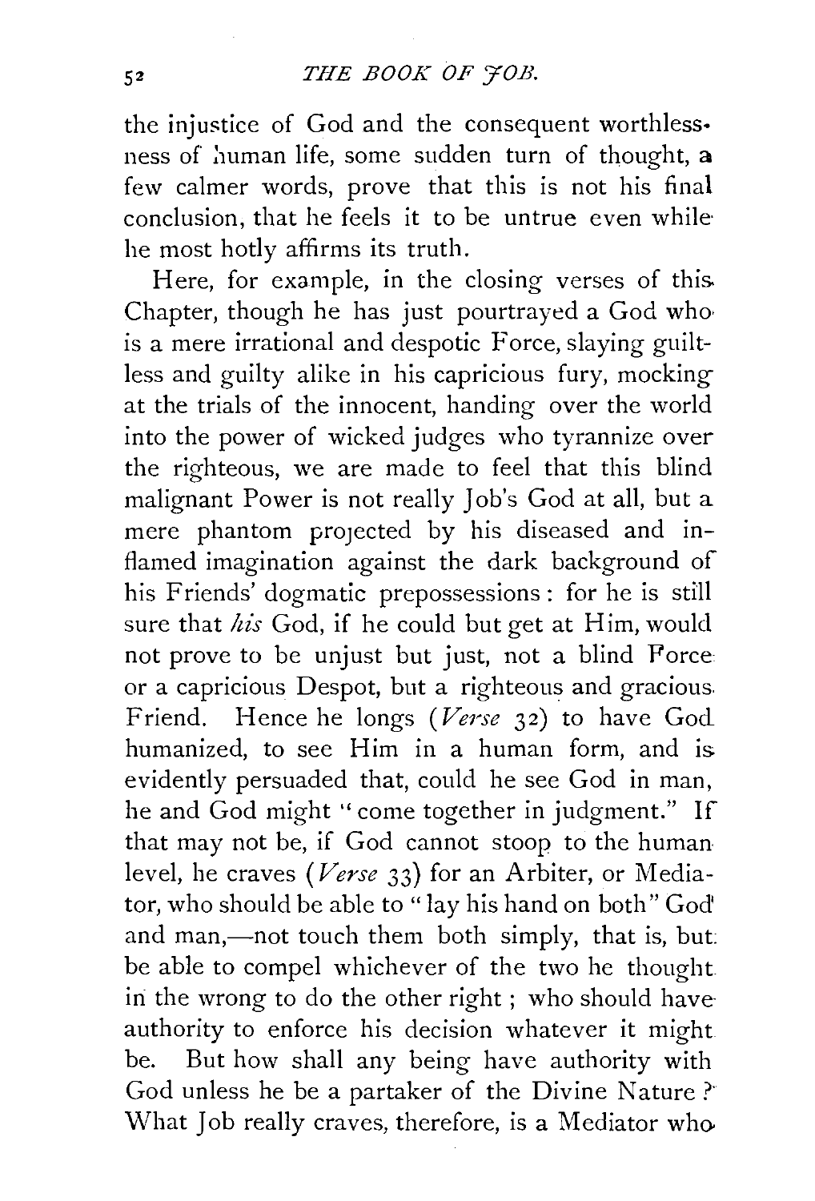the injustice of God and the consequent worthlessness of human life, some sudden turn of thought, a few calmer words, prove that this is not his final conclusion, that he feels it to be untrue even while he most hotly affirms its truth.

Here, for example, in the closing verses of this Chapter, though he has just pourtrayed a God who is a mere irrational and despotic Force, slaying guiltless and guilty alike in his capricious fury, mocking at the trials of the innocent, handing over the world into the power of wicked judges who tyrannize over the righteous, we are made to feel that this blind malignant Power is not really Job's God at all, but a mere phantom projected by his diseased and inflamed imagination against the dark background of his Friends' dogmatic prepossessions: for he is still sure that *his* God, if he could but get at Him, would not prove to be unjust but just, not a blind Force or a capricious Despot, but a righteous and gracious Friend. Hence he longs (*Verse* 32) to have God humanized, to see Him in a human form, and is evidently persuaded that, could he see God in man, he and God might "come together in judgment." If that may not be, if God cannot stoop to the human level, he craves (*Verse* 33) for an Arbiter, or Mediator, who should be able to "lay his hand on both" God and man,—not touch them both simply, that is, but be able to compel whichever of the two he thought in the wrong to do the other right; who should have authority to enforce his decision whatever it might be. But how shall any being have authority with God unless he be a partaker of the Divine Nature? What Job really craves, therefore, is a Mediator who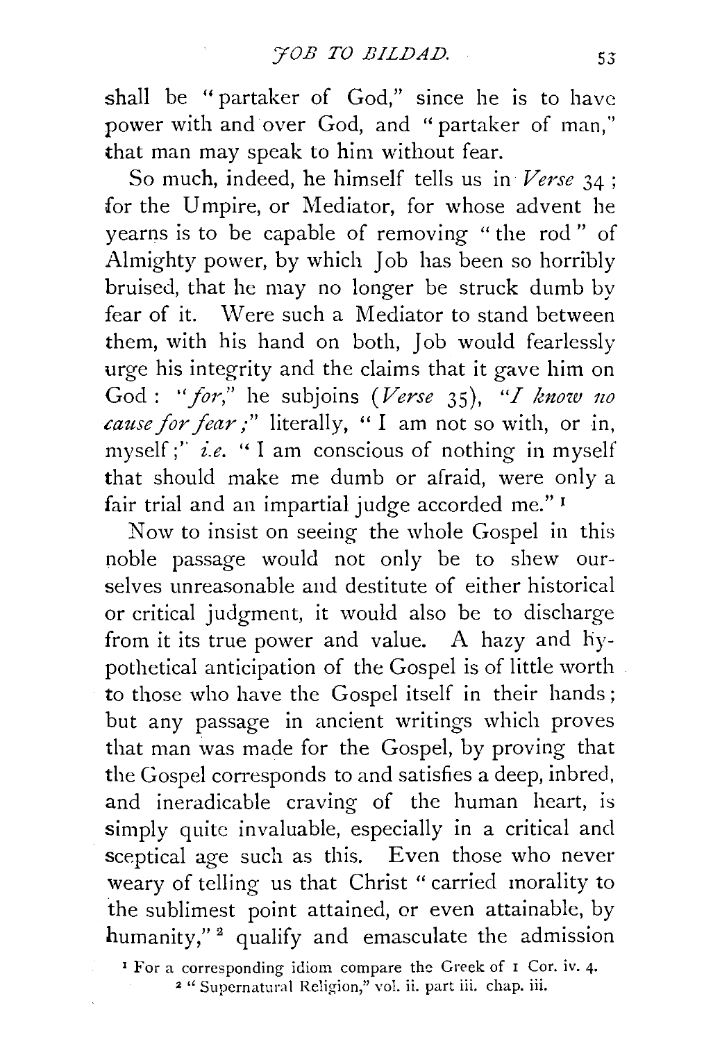shall be "partaker of God," since he is to have power with and over God, and "partaker of man," that man may speak to him without fear.

So much, indeed, he himself tells us in *Verse* 34; for the Umpire, or Mediator, for whose advent he yearns is to be capable of removing "the rod" of Almighty power, by which Job has been so horribly bruised, that he may no longer be struck dumb by fear of it. Were such a Mediator to stand between them, with his hand on both, Job would fearlessly urge his integrity and the claims that it gave him on God: "*for*," he subjoins (*Verse* 35), "*I know no cause for fear;*" literally, "I am not so with, or in, myself;" *i.e.* "I am conscious of nothing in myself that should make me dumb or afraid, were only a fair trial and an impartial judge accorded me." [1]

Now to insist on seeing the whole Gospel in this noble passage would not only be to shew ourselves unreasonable and destitute of either historical or critical judgment, it would also be to discharge from it its true power and value. A hazy and hypothetical anticipation of the Gospel is of little worth to those who have the Gospel itself in their hands; but any passage in ancient writings which proves that man was made for the Gospel, by proving that the Gospel corresponds to and satisfies a deep, inbred, and ineradicable craving of the human heart, is simply quite invaluable, especially in a critical and sceptical age such as this. Even those who never weary of telling us that Christ "carried morality to the sublimest point attained, or even attainable, by humanity," [2] qualify and emasculate the admission

[1] For a corresponding idiom compare the Greek of 1 Cor. iv. 4.

[2] "Supernatural Religion," vol. ii. part iii. chap. iii.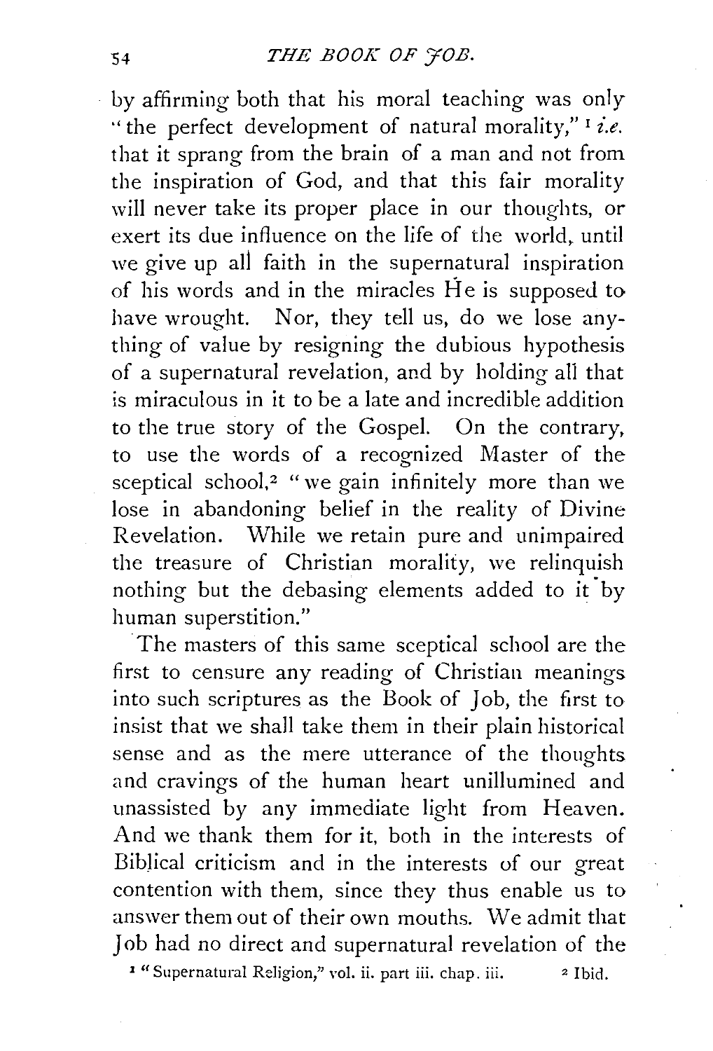by affirming both that his moral teaching was only "the perfect development of natural morality,"[1] *i.e.* that it sprang from the brain of a man and not from the inspiration of God, and that this fair morality will never take its proper place in our thoughts, or exert its due influence on the life of the world, until we give up all faith in the supernatural inspiration of his words and in the miracles He is supposed to have wrought. Nor, they tell us, do we lose anything of value by resigning the dubious hypothesis of a supernatural revelation, and by holding all that is miraculous in it to be a late and incredible addition to the true story of the Gospel. On the contrary, to use the words of a recognized Master of the sceptical school,[2] "we gain infinitely more than we lose in abandoning belief in the reality of Divine Revelation. While we retain pure and unimpaired the treasure of Christian morality, we relinquish nothing but the debasing elements added to it by human superstition."

The masters of this same sceptical school are the first to censure any reading of Christian meanings into such scriptures as the Book of Job, the first to insist that we shall take them in their plain historical sense and as the mere utterance of the thoughts and cravings of the human heart unillumined and unassisted by any immediate light from Heaven. And we thank them for it, both in the interests of Biblical criticism and in the interests of our great contention with them, since they thus enable us to answer them out of their own mouths. We admit that Job had no direct and supernatural revelation of the

[1] "Supernatural Religion," vol. ii. part iii. chap. iii. [2] Ibid.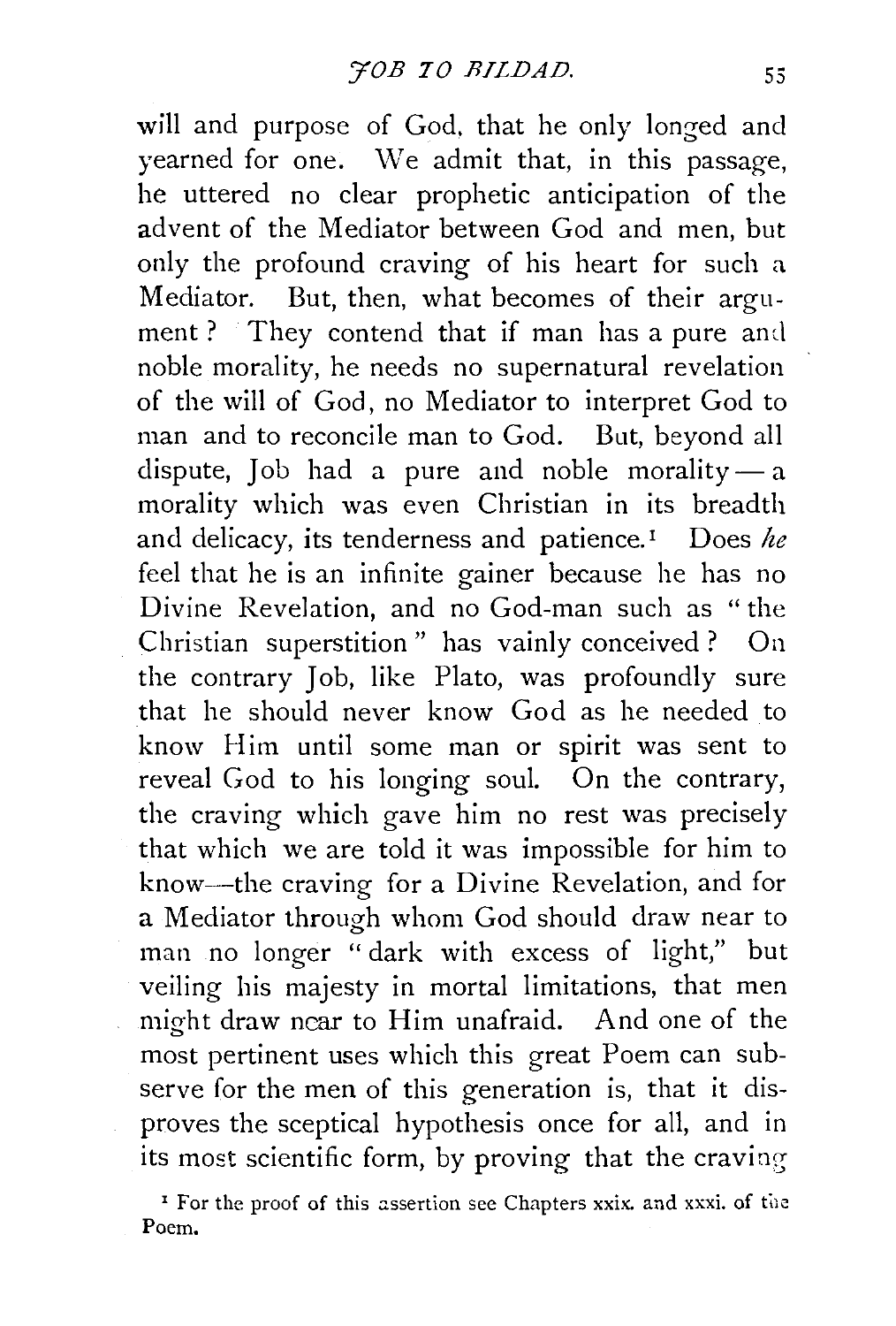will and purpose of God, that he only longed and yearned for one. We admit that, in this passage, he uttered no clear prophetic anticipation of the advent of the Mediator between God and men, but only the profound craving of his heart for such a Mediator. But, then, what becomes of their argument? They contend that if man has a pure and noble morality, he needs no supernatural revelation of the will of God, no Mediator to interpret God to man and to reconcile man to God. But, beyond all dispute, Job had a pure and noble morality — a morality which was even Christian in its breadth and delicacy, its tenderness and patience.[1] Does *he* feel that he is an infinite gainer because he has no Divine Revelation, and no God-man such as "the Christian superstition" has vainly conceived? On the contrary Job, like Plato, was profoundly sure that he should never know God as he needed to know Him until some man or spirit was sent to reveal God to his longing soul. On the contrary, the craving which gave him no rest was precisely that which we are told it was impossible for him to know—the craving for a Divine Revelation, and for a Mediator through whom God should draw near to man no longer "dark with excess of light," but veiling his majesty in mortal limitations, that men might draw near to Him unafraid. And one of the most pertinent uses which this great Poem can subserve for the men of this generation is, that it disproves the sceptical hypothesis once for all, and in its most scientific form, by proving that the craving

[1] For the proof of this assertion see Chapters xxix. and xxxi. of the Poem.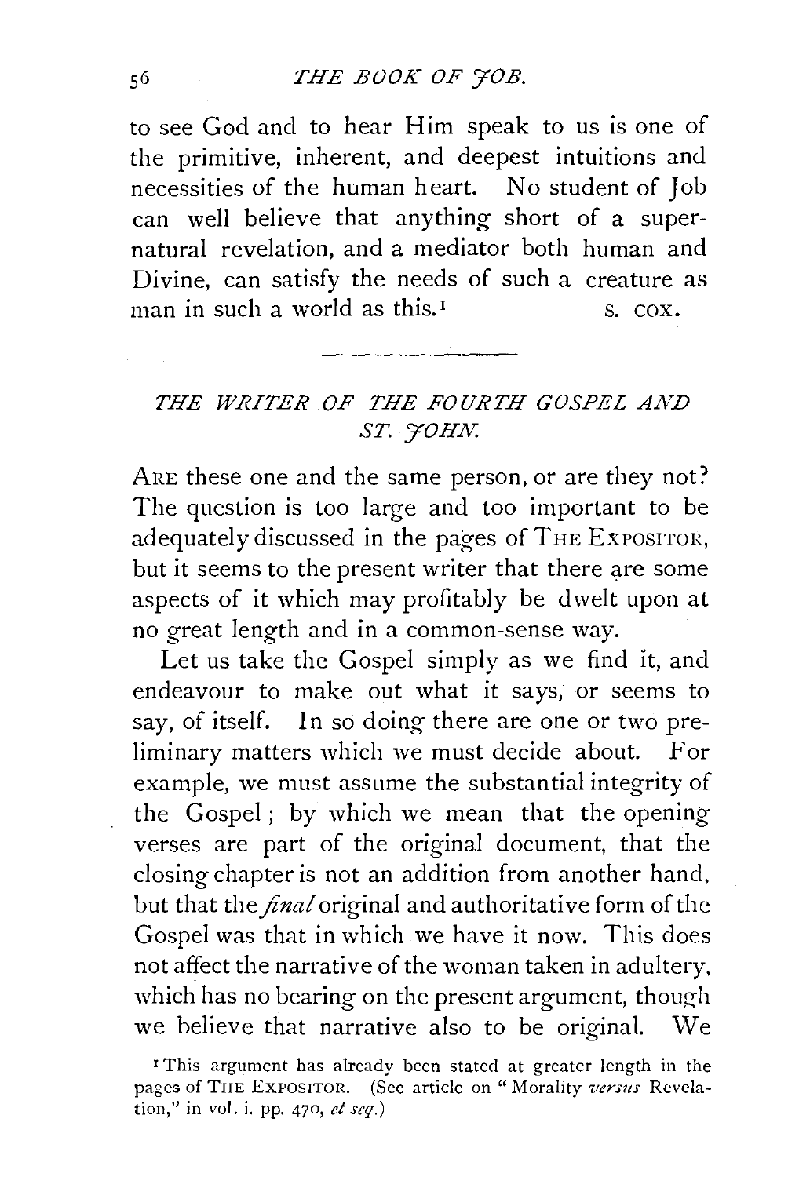to see God and to hear Him speak to us is one of the primitive, inherent, and deepest intuitions and necessities of the human heart. No student of Job can well believe that anything short of a supernatural revelation, and a mediator both human and Divine, can satisfy the needs of such a creature as man in such a world as this.[1] S. COX.

---

## *THE WRITER OF THE FOURTH GOSPEL AND ST. JOHN.*

ARE these one and the same person, or are they not? The question is too large and too important to be adequately discussed in the pages of THE EXPOSITOR, but it seems to the present writer that there are some aspects of it which may profitably be dwelt upon at no great length and in a common-sense way.

Let us take the Gospel simply as we find it, and endeavour to make out what it says, or seems to say, of itself. In so doing there are one or two preliminary matters which we must decide about. For example, we must assume the substantial integrity of the Gospel; by which we mean that the opening verses are part of the original document, that the closing chapter is not an addition from another hand, but that the *final* original and authoritative form of the Gospel was that in which we have it now. This does not affect the narrative of the woman taken in adultery, which has no bearing on the present argument, though we believe that narrative also to be original. We

[1] This argument has already been stated at greater length in the pages of THE EXPOSITOR. (See article on "Morality *versus* Revelation," in vol. i. pp. 470, *et seq.*)